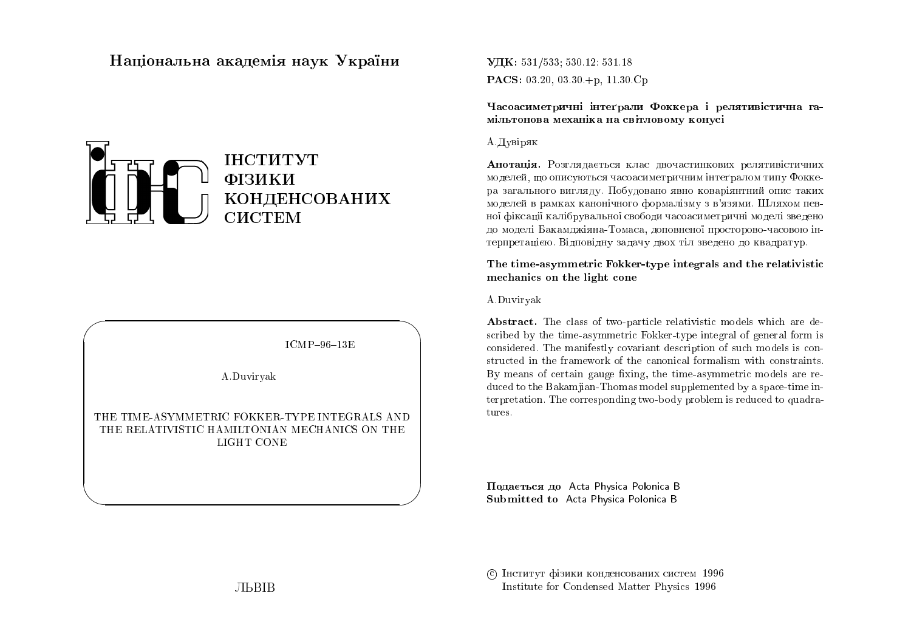Національна академія наук України

ІНСТИТУТ
ФІЗИКИ
КОНДЕНСОВАНИХ
СИСТЕМ

ICMP–96–13E

A.Duviryak

THE TIME-ASYMMETRIC FOKKER-TYPE INTEGRALS AND THE RELATIVISTIC HAMILTONIAN MECHANICS ON THE LIGHT CONE

ЛЬВІВ

**УДК:** 531/533; 530.12: 531.18

**PACS:** 03.20, 03.30.+p, 11.30.Cp

**Часоасиметричні інтеґрали Фоккера і релятивістична гамільтонова механіка на світловому конусі**

А.Дувіряк

**Анотація.** Розглядається клас двочастинкових релятивістичних моделей, що описуються часоасиметричним інтеґралом типу Фоккера загального вигляду. Побудовано явно коваріантний опис таких моделей в рамках канонічного формалізму з в'язями. Шляхом певної фіксації калібрувальної свободи часоасиметричні моделі зведено до моделі Бакамджіяна-Томаса, доповненої просторово-часовою інтерпретацією. Відповідну задачу двох тіл зведено до квадратур.

**The time-asymmetric Fokker-type integrals and the relativistic mechanics on the light cone**

A.Duviryak

**Abstract.** The class of two-particle relativistic models which are described by the time-asymmetric Fokker-type integral of general form is considered. The manifestly covariant description of such models is constructed in the framework of the canonical formalism with constraints. By means of certain gauge fixing, the time-asymmetric models are reduced to the Bakamjian-Thomas model supplemented by a space-time interpretation. The corresponding two-body problem is reduced to quadratures.

**Подається до** Acta Physica Polonica B
**Submitted to** Acta Physica Polonica B

© Інститут фізики конденсованих систем 1996
Institute for Condensed Matter Physics 1996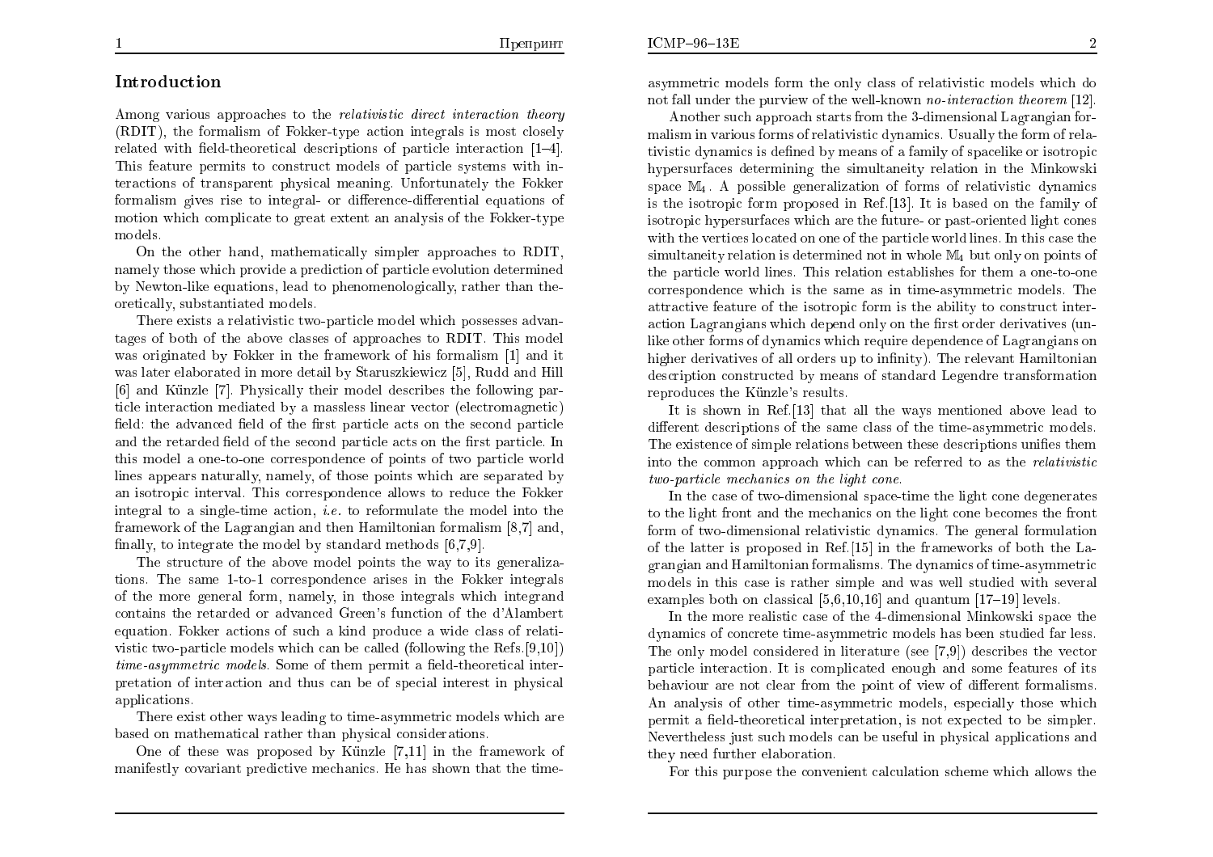## Introduction

Among various approaches to the *relativistic direct interaction theory* (RDIT), the formalism of Fokker-type action integrals is most closely related with field-theoretical descriptions of particle interaction [1–4]. This feature permits to construct models of particle systems with interactions of transparent physical meaning. Unfortunately the Fokker formalism gives rise to integral- or difference-differential equations of motion which complicate to great extent an analysis of the Fokker-type models.

On the other hand, mathematically simpler approaches to RDIT, namely those which provide a prediction of particle evolution determined by Newton-like equations, lead to phenomenologically, rather than theoretically, substantiated models.

There exists a relativistic two-particle model which possesses advantages of both of the above classes of approaches to RDIT. This model was originated by Fokker in the framework of his formalism [1] and it was later elaborated in more detail by Staruszkiewicz [5], Rudd and Hill [6] and Künzle [7]. Physically their model describes the following particle interaction mediated by a massless linear vector (electromagnetic) field: the advanced field of the first particle acts on the second particle and the retarded field of the second particle acts on the first particle. In this model a one-to-one correspondence of points of two particle world lines appears naturally, namely, of those points which are separated by an isotropic interval. This correspondence allows to reduce the Fokker integral to a single-time action, *i.e.* to reformulate the model into the framework of the Lagrangian and then Hamiltonian formalism [8,7] and, finally, to integrate the model by standard methods [6,7,9].

The structure of the above model points the way to its generalizations. The same 1-to-1 correspondence arises in the Fokker integrals of the more general form, namely, in those integrals which integrand contains the retarded or advanced Green's function of the d'Alambert equation. Fokker actions of such a kind produce a wide class of relativistic two-particle models which can be called (following the Refs.[9,10]) *time-asymmetric models*. Some of them permit a field-theoretical interpretation of interaction and thus can be of special interest in physical applications.

There exist other ways leading to time-asymmetric models which are based on mathematical rather than physical considerations.

One of these was proposed by Künzle [7,11] in the framework of manifestly covariant predictive mechanics. He has shown that the time-asymmetric models form the only class of relativistic models which do not fall under the purview of the well-known *no-interaction theorem* [12].

Another such approach starts from the 3-dimensional Lagrangian formalism in various forms of relativistic dynamics. Usually the form of relativistic dynamics is defined by means of a family of spacelike or isotropic hypersurfaces determining the simultaneity relation in the Minkowski space $\mathbb{M}_4$. A possible generalization of forms of relativistic dynamics is the isotropic form proposed in Ref.[13]. It is based on the family of isotropic hypersurfaces which are the future- or past-oriented light cones with the vertices located on one of the particle world lines. In this case the simultaneity relation is determined not in whole $\mathbb{M}_4$ but only on points of the particle world lines. This relation establishes for them a one-to-one correspondence which is the same as in time-asymmetric models. The attractive feature of the isotropic form is the ability to construct interaction Lagrangians which depend only on the first order derivatives (unlike other forms of dynamics which require dependence of Lagrangians on higher derivatives of all orders up to infinity). The relevant Hamiltonian description constructed by means of standard Legendre transformation reproduces the Künzle's results.

It is shown in Ref.[13] that all the ways mentioned above lead to different descriptions of the same class of the time-asymmetric models. The existence of simple relations between these descriptions unifies them into the common approach which can be referred to as the *relativistic two-particle mechanics on the light cone.*

In the case of two-dimensional space-time the light cone degenerates to the light front and the mechanics on the light cone becomes the front form of two-dimensional relativistic dynamics. The general formulation of the latter is proposed in Ref.[15] in the frameworks of both the Lagrangian and Hamiltonian formalisms. The dynamics of time-asymmetric models in this case is rather simple and was well studied with several examples both on classical [5,6,10,16] and quantum [17–19] levels.

In the more realistic case of the 4-dimensional Minkowski space the dynamics of concrete time-asymmetric models has been studied far less. The only model considered in literature (see [7,9]) describes the vector particle interaction. It is complicated enough and some features of its behaviour are not clear from the point of view of different formalisms. An analysis of other time-asymmetric models, especially those which permit a field-theoretical interpretation, is not expected to be simpler. Nevertheless just such models can be useful in physical applications and they need further elaboration.

For this purpose the convenient calculation scheme which allows the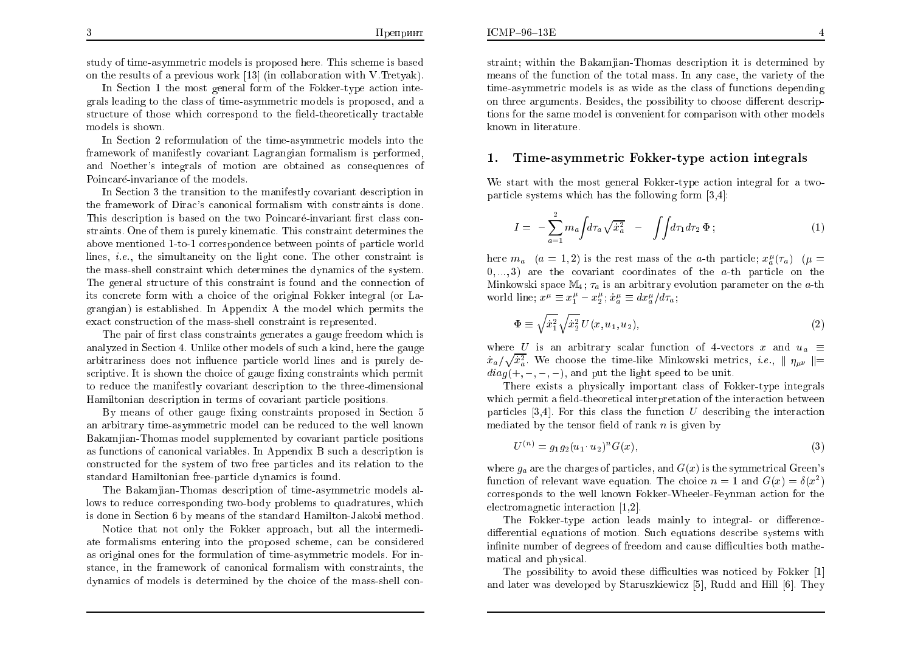study of time-asymmetric models is proposed here. This scheme is based on the results of a previous work [13] (in collaboration with V.Tretyak).

In Section 1 the most general form of the Fokker-type action integrals leading to the class of time-asymmetric models is proposed, and a structure of those which correspond to the field-theoretically tractable models is shown.

In Section 2 reformulation of the time-asymmetric models into the framework of manifestly covariant Lagrangian formalism is performed, and Noether's integrals of motion are obtained as consequences of Poincaré-invariance of the models.

In Section 3 the transition to the manifestly covariant description in the framework of Dirac's canonical formalism with constraints is done. This description is based on the two Poincaré-invariant first class constraints. One of them is purely kinematic. This constraint determines the above mentioned 1-to-1 correspondence between points of particle world lines, *i.e.*, the simultaneity on the light cone. The other constraint is the mass-shell constraint which determines the dynamics of the system. The general structure of this constraint is found and the connection of its concrete form with a choice of the original Fokker integral (or Lagrangian) is established. In Appendix A the model which permits the exact construction of the mass-shell constraint is represented.

The pair of first class constraints generates a gauge freedom which is analyzed in Section 4. Unlike other models of such a kind, here the gauge arbitrariness does not influence particle world lines and is purely descriptive. It is shown the choice of gauge fixing constraints which permit to reduce the manifestly covariant description to the three-dimensional Hamiltonian description in terms of covariant particle positions.

By means of other gauge fixing constraints proposed in Section 5 an arbitrary time-asymmetric model can be reduced to the well known Bakamjian-Thomas model supplemented by covariant particle positions as functions of canonical variables. In Appendix B such a description is constructed for the system of two free particles and its relation to the standard Hamiltonian free-particle dynamics is found.

The Bakamjian-Thomas description of time-asymmetric models allows to reduce corresponding two-body problems to quadratures, which is done in Section 6 by means of the standard Hamilton-Jacobi method.

Notice that not only the Fokker approach, but all the intermediate formalisms entering into the proposed scheme, can be considered as original ones for the formulation of time-asymmetric models. For instance, in the framework of canonical formalism with constraints, the dynamics of models is determined by the choice of the mass-shell constraint; within the Bakamjian-Thomas description it is determined by means of the function of the total mass. In any case, the variety of the time-asymmetric models is as wide as the class of functions depending on three arguments. Besides, the possibility to choose different descriptions for the same model is convenient for comparison with other models known in literature.

## 1. Time-asymmetric Fokker-type action integrals

We start with the most general Fokker-type action integral for a two-particle systems which has the following form [3,4]:

$$I = -\sum_{a=1}^{2} m_a \int d\tau_a \sqrt{\dot{x}_a^2} \;-\; \iint d\tau_1 d\tau_2\, \Phi\,; \tag{1}$$

here $m_a$ $(a = 1, 2)$ is the rest mass of the $a$-th particle; $x_a^\mu(\tau_a)$ $(\mu = 0, ..., 3)$ are the covariant coordinates of the $a$-th particle on the Minkowski space $\mathbb{M}_4$; $\tau_a$ is an arbitrary evolution parameter on the $a$-th world line; $x^\mu \equiv x_1^\mu - x_2^\mu$; $\dot{x}_a^\mu \equiv dx_a^\mu/d\tau_a$;

$$\Phi \equiv \sqrt{\dot{x}_1^2}\sqrt{\dot{x}_2^2}\, U(x, u_1, u_2), \tag{2}$$

where $U$ is an arbitrary scalar function of 4-vectors $x$ and $u_a \equiv \dot{x}_a/\sqrt{\dot{x}_a^2}$. We choose the time-like Minkowski metrics, *i.e.*, $\| \eta_{\mu\nu} \| = diag(+, -, -, -)$, and put the light speed to be unit.

There exists a physically important class of Fokker-type integrals which permit a field-theoretical interpretation of the interaction between particles [3,4]. For this class the function $U$ describing the interaction mediated by the tensor field of rank $n$ is given by

$$U^{(n)} = g_1 g_2 (u_1 \cdot u_2)^n G(x), \tag{3}$$

where $g_a$ are the charges of particles, and $G(x)$ is the symmetrical Green's function of relevant wave equation. The choice $n = 1$ and $G(x) = \delta(x^2)$ corresponds to the well known Fokker-Wheeler-Feynman action for the electromagnetic interaction [1,2].

The Fokker-type action leads mainly to integral- or difference-differential equations of motion. Such equations describe systems with infinite number of degrees of freedom and cause difficulties both mathematical and physical.

The possibility to avoid these difficulties was noticed by Fokker [1] and later was developed by Staruszkiewicz [5], Rudd and Hill [6]. They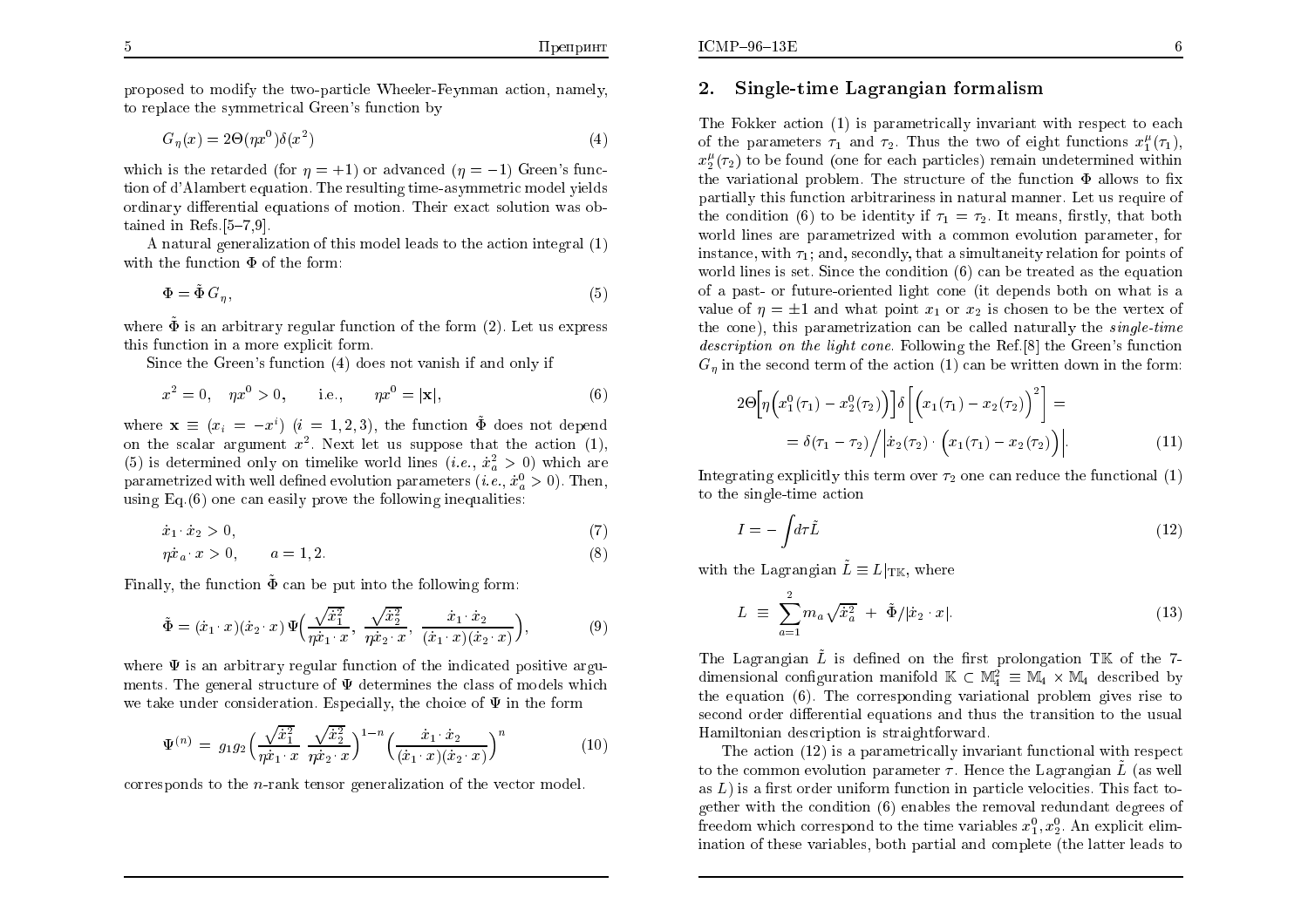proposed to modify the two-particle Wheeler-Feynman action, namely, to replace the symmetrical Green's function by

$$G_\eta(x) = 2\Theta(\eta x^0)\delta(x^2) \tag{4}$$

which is the retarded (for $\eta = +1$) or advanced ($\eta = -1$) Green's function of d'Alambert equation. The resulting time-asymmetric model yields ordinary differential equations of motion. Their exact solution was obtained in Refs.[5–7,9].

A natural generalization of this model leads to the action integral (1) with the function $\Phi$ of the form:

$$\Phi = \tilde{\Phi}\, G_\eta, \tag{5}$$

where $\tilde{\Phi}$ is an arbitrary regular function of the form (2). Let us express this function in a more explicit form.

Since the Green's function (4) does not vanish if and only if

$$x^2 = 0, \quad \eta x^0 > 0, \qquad \text{i.e.,} \qquad \eta x^0 = |\mathbf{x}|, \tag{6}$$

where $\mathbf{x} \equiv (x_i = -x^i)$ $(i = 1, 2, 3)$, the function $\tilde{\Phi}$ does not depend on the scalar argument $x^2$. Next let us suppose that the action (1), (5) is determined only on timelike world lines (*i.e.*, $\dot{x}_a^2 > 0$) which are parametrized with well defined evolution parameters (*i.e.*, $\dot{x}_a^0 > 0$). Then, using Eq.(6) one can easily prove the following inequalities:

$$\dot{x}_1 \cdot \dot{x}_2 > 0, \tag{7}$$

$$\eta \dot{x}_a \cdot x > 0, \qquad a = 1, 2. \tag{8}$$

Finally, the function $\tilde{\Phi}$ can be put into the following form:

$$\tilde{\Phi} = (\dot{x}_1 \cdot x)(\dot{x}_2 \cdot x)\, \Psi\Big(\frac{\sqrt{\dot{x}_1^2}}{\eta \dot{x}_1 \cdot x},\ \frac{\sqrt{\dot{x}_2^2}}{\eta \dot{x}_2 \cdot x},\ \frac{\dot{x}_1 \cdot \dot{x}_2}{(\dot{x}_1 \cdot x)(\dot{x}_2 \cdot x)}\Big), \tag{9}$$

where $\Psi$ is an arbitrary regular function of the indicated positive arguments. The general structure of $\Psi$ determines the class of models which we take under consideration. Especially, the choice of $\Psi$ in the form

$$\Psi^{(n)} = g_1 g_2 \Big(\frac{\sqrt{\dot{x}_1^2}}{\eta \dot{x}_1 \cdot x}\ \frac{\sqrt{\dot{x}_2^2}}{\eta \dot{x}_2 \cdot x}\Big)^{1-n} \Big(\frac{\dot{x}_1 \cdot \dot{x}_2}{(\dot{x}_1 \cdot x)(\dot{x}_2 \cdot x)}\Big)^n \tag{10}$$

corresponds to the $n$-rank tensor generalization of the vector model.

## 2. Single-time Lagrangian formalism

The Fokker action (1) is parametrically invariant with respect to each of the parameters $\tau_1$ and $\tau_2$. Thus the two of eight functions $x_1^\mu(\tau_1)$, $x_2^\mu(\tau_2)$ to be found (one for each particles) remain undetermined within the variational problem. The structure of the function $\Phi$ allows to fix partially this function arbitrariness in natural manner. Let us require of the condition (6) to be identity if $\tau_1 = \tau_2$. It means, firstly, that both world lines are parametrized with a common evolution parameter, for instance, with $\tau_1$; and, secondly, that a simultaneity relation for points of world lines is set. Since the condition (6) can be treated as the equation of a past- or future-oriented light cone (it depends both on what is a value of $\eta = \pm 1$ and what point $x_1$ or $x_2$ is chosen to be the vertex of the cone), this parametrization can be called naturally the *single-time description on the light cone*. Following the Ref.[8] the Green's function $G_\eta$ in the second term of the action (1) can be written down in the form:

$$\begin{aligned} 2\Theta\Big[\eta\Big(x_1^0(\tau_1) - x_2^0(\tau_2)\Big)\Big]\delta\Big[\Big(x_1(\tau_1) - x_2(\tau_2)\Big)^2\Big] &= \\ = \delta(\tau_1 - \tau_2)\Big/\Big|\dot{x}_2(\tau_2) \cdot \Big(x_1(\tau_1) - x_2(\tau_2)\Big)\Big|&. \end{aligned} \tag{11}$$

Integrating explicitly this term over $\tau_2$ one can reduce the functional (1) to the single-time action

$$I = -\int d\tau \tilde{L} \tag{12}$$

with the Lagrangian $\tilde{L} \equiv L|_{\mathrm{T}\mathbb{K}}$, where

$$L \equiv \sum_{a=1}^{2} m_a \sqrt{\dot{x}_a^2} + \tilde{\Phi}/|\dot{x}_2 \cdot x|. \tag{13}$$

The Lagrangian $\tilde{L}$ is defined on the first prolongation $\mathrm{T}\mathbb{K}$ of the 7-dimensional configuration manifold $\mathbb{K} \subset \mathbb{M}_4^2 \equiv \mathbb{M}_4 \times \mathbb{M}_4$ described by the equation (6). The corresponding variational problem gives rise to second order differential equations and thus the transition to the usual Hamiltonian description is straightforward.

The action (12) is a parametrically invariant functional with respect to the common evolution parameter $\tau$. Hence the Lagrangian $\tilde{L}$ (as well as $L$) is a first order uniform function in particle velocities. This fact together with the condition (6) enables the removal redundant degrees of freedom which correspond to the time variables $x_1^0, x_2^0$. An explicit elimination of these variables, both partial and complete (the latter leads to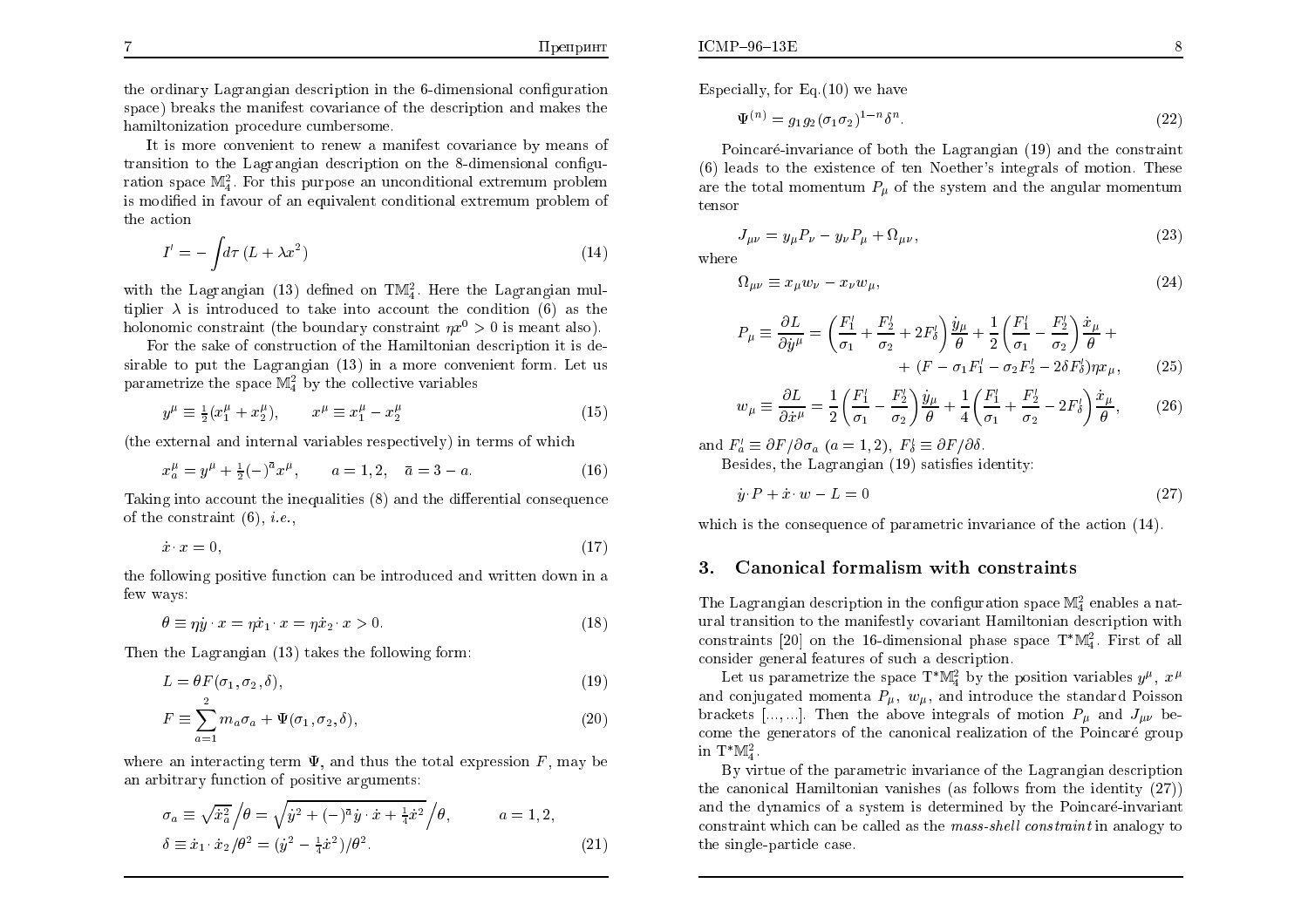the ordinary Lagrangian description in the 6-dimensional configuration space) breaks the manifest covariance of the description and makes the hamiltonization procedure cumbersome.

It is more convenient to renew a manifest covariance by means of transition to the Lagrangian description on the 8-dimensional configuration space $\mathbb{M}_4^2$. For this purpose an unconditional extremum problem is modified in favour of an equivalent conditional extremum problem of the action

$$I' = -\int d\tau\,(L + \lambda x^2) \tag{14}$$

with the Lagrangian (13) defined on $\mathrm{T}\mathbb{M}_4^2$. Here the Lagrangian multiplier $\lambda$ is introduced to take into account the condition (6) as the holonomic constraint (the boundary constraint $\eta x^0 > 0$ is meant also).

For the sake of construction of the Hamiltonian description it is desirable to put the Lagrangian (13) in a more convenient form. Let us parametrize the space $\mathbb{M}_4^2$ by the collective variables

$$y^\mu \equiv \tfrac{1}{2}(x_1^\mu + x_2^\mu), \qquad x^\mu \equiv x_1^\mu - x_2^\mu \tag{15}$$

(the external and internal variables respectively) in terms of which

$$x_a^\mu = y^\mu + \tfrac{1}{2}(-)^{\bar{a}} x^\mu, \qquad a = 1,2, \quad \bar{a} = 3 - a. \tag{16}$$

Taking into account the inequalities (8) and the differential consequence of the constraint (6), *i.e.*,

$$\dot{x}\cdot x = 0, \tag{17}$$

the following positive function can be introduced and written down in a few ways:

$$\theta \equiv \eta \dot{y}\cdot x = \eta \dot{x}_1\cdot x = \eta \dot{x}_2 \cdot x > 0. \tag{18}$$

Then the Lagrangian (13) takes the following form:

$$L = \theta F(\sigma_1, \sigma_2, \delta), \tag{19}$$

$$F \equiv \sum_{a=1}^{2} m_a \sigma_a + \Psi(\sigma_1, \sigma_2, \delta), \tag{20}$$

where an interacting term $\Psi$, and thus the total expression $F$, may be an arbitrary function of positive arguments:

$$\begin{aligned} \sigma_a &\equiv \sqrt{\dot{x}_a^2}\Big/\theta = \sqrt{\dot{y}^2 + (-)^{\bar{a}}\dot{y}\cdot\dot{x} + \tfrac{1}{4}\dot{x}^2}\Big/\theta, \qquad a = 1,2, \\ \delta &\equiv \dot{x}_1\cdot\dot{x}_2/\theta^2 = (\dot{y}^2 - \tfrac{1}{4}\dot{x}^2)/\theta^2. \end{aligned} \tag{21}$$

Especially, for Eq.(10) we have

$$\Psi^{(n)} = g_1 g_2 (\sigma_1\sigma_2)^{1-n}\delta^n. \tag{22}$$

Poincaré-invariance of both the Lagrangian (19) and the constraint (6) leads to the existence of ten Noether's integrals of motion. These are the total momentum $P_\mu$ of the system and the angular momentum tensor

$$J_{\mu\nu} = y_\mu P_\nu - y_\nu P_\mu + \Omega_{\mu\nu}, \tag{23}$$

where

$$\Omega_{\mu\nu} \equiv x_\mu w_\nu - x_\nu w_\mu, \tag{24}$$

$$\begin{aligned} P_\mu \equiv \frac{\partial L}{\partial \dot{y}^\mu} = \left(\frac{F_1'}{\sigma_1} + \frac{F_2'}{\sigma_2} + 2F_\delta'\right)\frac{\dot{y}_\mu}{\theta} + \frac{1}{2}\left(\frac{F_1'}{\sigma_1} - \frac{F_2'}{\sigma_2}\right)\frac{\dot{x}_\mu}{\theta} + \\ + (F - \sigma_1 F_1' - \sigma_2 F_2' - 2\delta F_\delta')\eta x_\mu, \end{aligned} \tag{25}$$

$$w_\mu \equiv \frac{\partial L}{\partial \dot{x}^\mu} = \frac{1}{2}\left(\frac{F_1'}{\sigma_1} - \frac{F_2'}{\sigma_2}\right)\frac{\dot{y}_\mu}{\theta} + \frac{1}{4}\left(\frac{F_1'}{\sigma_1} + \frac{F_2'}{\sigma_2} - 2F_\delta'\right)\frac{\dot{x}_\mu}{\theta}, \tag{26}$$

and $F_a' \equiv \partial F/\partial\sigma_a$ $(a = 1,2)$, $F_\delta' \equiv \partial F/\partial\delta$.

Besides, the Lagrangian (19) satisfies identity:

$$\dot{y}\cdot P + \dot{x}\cdot w - L = 0 \tag{27}$$

which is the consequence of parametric invariance of the action (14).

## 3. Canonical formalism with constraints

The Lagrangian description in the configuration space $\mathbb{M}_4^2$ enables a natural transition to the manifestly covariant Hamiltonian description with constraints [20] on the 16-dimensional phase space $\mathrm{T}^*\mathbb{M}_4^2$. First of all consider general features of such a description.

Let us parametrize the space $\mathrm{T}^*\mathbb{M}_4^2$ by the position variables $y^\mu$, $x^\mu$ and conjugated momenta $P_\mu$, $w_\mu$, and introduce the standard Poisson brackets $[\ldots,\ldots]$. Then the above integrals of motion $P_\mu$ and $J_{\mu\nu}$ become the generators of the canonical realization of the Poincaré group in $\mathrm{T}^*\mathbb{M}_4^2$.

By virtue of the parametric invariance of the Lagrangian description the canonical Hamiltonian vanishes (as follows from the identity (27)) and the dynamics of a system is determined by the Poincaré-invariant constraint which can be called as the *mass-shell constraint* in analogy to the single-particle case.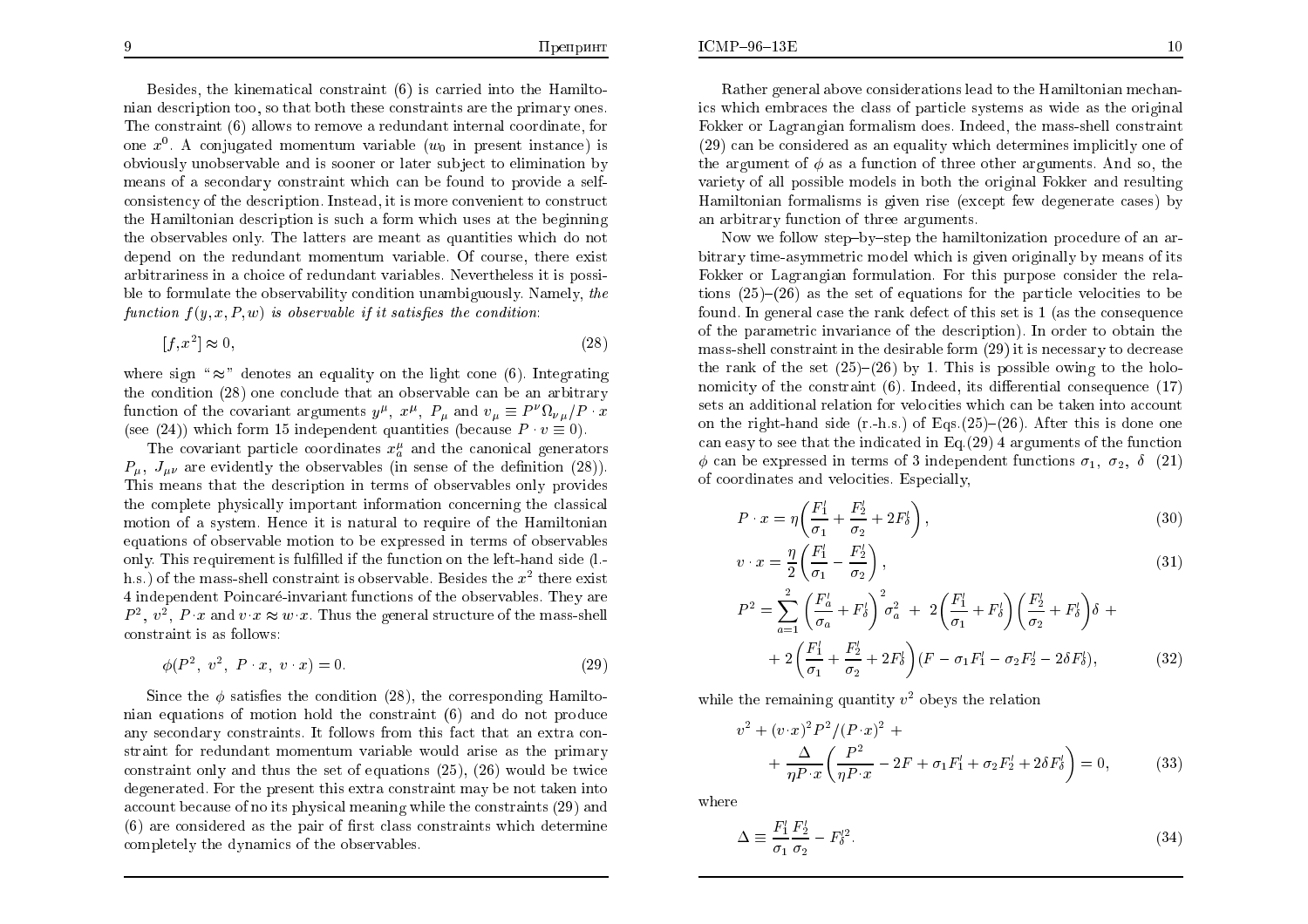Besides, the kinematical constraint (6) is carried into the Hamiltonian description too, so that both these constraints are the primary ones. The constraint (6) allows to remove a redundant internal coordinate, for one $x^0$. A conjugated momentum variable ($w_0$ in present instance) is obviously unobservable and is sooner or later subject to elimination by means of a secondary constraint which can be found to provide a self-consistency of the description. Instead, it is more convenient to construct the Hamiltonian description is such a form which uses at the beginning the observables only. The latters are meant as quantities which do not depend on the redundant momentum variable. Of course, there exist arbitrariness in a choice of redundant variables. Nevertheless it is possible to formulate the observability condition unambiguously. Namely, *the function $f(y, x, P, w)$ is observable if it satisfies the condition*:

$$[f, x^2] \approx 0, \tag{28}$$

where sign "$\approx$" denotes an equality on the light cone (6). Integrating the condition (28) one conclude that an observable can be an arbitrary function of the covariant arguments $y^\mu$, $x^\mu$, $P_\mu$ and $v_\mu \equiv P^\nu \Omega_{\nu\mu}/P\cdot x$ (see (24)) which form 15 independent quantities (because $P \cdot v \equiv 0$).

The covariant particle coordinates $x_a^\mu$ and the canonical generators $P_\mu$, $J_{\mu\nu}$ are evidently the observables (in sense of the definition (28)). This means that the description in terms of observables only provides the complete physically important information concerning the classical motion of a system. Hence it is natural to require of the Hamiltonian equations of observable motion to be expressed in terms of observables only. This requirement is fulfilled if the function on the left-hand side (l.-h.s.) of the mass-shell constraint is observable. Besides the $x^2$ there exist 4 independent Poincaré-invariant functions of the observables. They are $P^2$, $v^2$, $P \cdot x$ and $v \cdot x \approx w \cdot x$. Thus the general structure of the mass-shell constraint is as follows:

$$\phi(P^2,\ v^2,\ P\cdot x,\ v\cdot x) = 0. \tag{29}$$

Since the $\phi$ satisfies the condition (28), the corresponding Hamiltonian equations of motion hold the constraint (6) and do not produce any secondary constraints. It follows from this fact that an extra constraint for redundant momentum variable would arise as the primary constraint only and thus the set of equations (25), (26) would be twice degenerated. For the present this extra constraint may be not taken into account because of no its physical meaning while the constraints (29) and (6) are considered as the pair of first class constraints which determine completely the dynamics of the observables.

Rather general above considerations lead to the Hamiltonian mechanics which embraces the class of particle systems as wide as the original Fokker or Lagrangian formalism does. Indeed, the mass-shell constraint (29) can be considered as an equality which determines implicitly one of the argument of $\phi$ as a function of three other arguments. And so, the variety of all possible models in both the original Fokker and resulting Hamiltonian formalisms is given rise (except few degenerate cases) by an arbitrary function of three arguments.

Now we follow step–by–step the hamiltonization procedure of an arbitrary time-asymmetric model which is given originally by means of its Fokker or Lagrangian formulation. For this purpose consider the relations (25)–(26) as the set of equations for the particle velocities to be found. In general case the rank defect of this set is 1 (as the consequence of the parametric invariance of the description). In order to obtain the mass-shell constraint in the desirable form (29) it is necessary to decrease the rank of the set (25)–(26) by 1. This is possible owing to the holonomicity of the constraint (6). Indeed, its differential consequence (17) sets an additional relation for velocities which can be taken into account on the right-hand side (r.-h.s.) of Eqs.(25)–(26). After this is done one can easy to see that the indicated in Eq.(29) 4 arguments of the function $\phi$ can be expressed in terms of 3 independent functions $\sigma_1$, $\sigma_2$, $\delta$ (21) of coordinates and velocities. Especially,

$$P\cdot x = \eta\left(\frac{F_1'}{\sigma_1} + \frac{F_2'}{\sigma_2} + 2F_\delta'\right), \tag{30}$$

$$v\cdot x = \frac{\eta}{2}\left(\frac{F_1'}{\sigma_1} - \frac{F_2'}{\sigma_2}\right), \tag{31}$$

$$P^2 = \sum_{a=1}^{2}\left(\frac{F_a'}{\sigma_a} + F_\delta'\right)^2 \sigma_a^2 \ +\ 2\left(\frac{F_1'}{\sigma_1} + F_\delta'\right)\left(\frac{F_2'}{\sigma_2} + F_\delta'\right)\delta\ + \\ +\ 2\left(\frac{F_1'}{\sigma_1} + \frac{F_2'}{\sigma_2} + 2F_\delta'\right)(F - \sigma_1 F_1' - \sigma_2 F_2' - 2\delta F_\delta'), \tag{32}$$

while the remaining quantity $v^2$ obeys the relation

$$v^2 + (v\cdot x)^2 P^2/(P\cdot x)^2\ + \\ +\ \frac{\Delta}{\eta P\cdot x}\left(\frac{P^2}{\eta P\cdot x} - 2F + \sigma_1 F_1' + \sigma_2 F_2' + 2\delta F_\delta'\right) = 0, \tag{33}$$

where

$$\Delta \equiv \frac{F_1'}{\sigma_1}\frac{F_2'}{\sigma_2} - F_\delta'^2. \tag{34}$$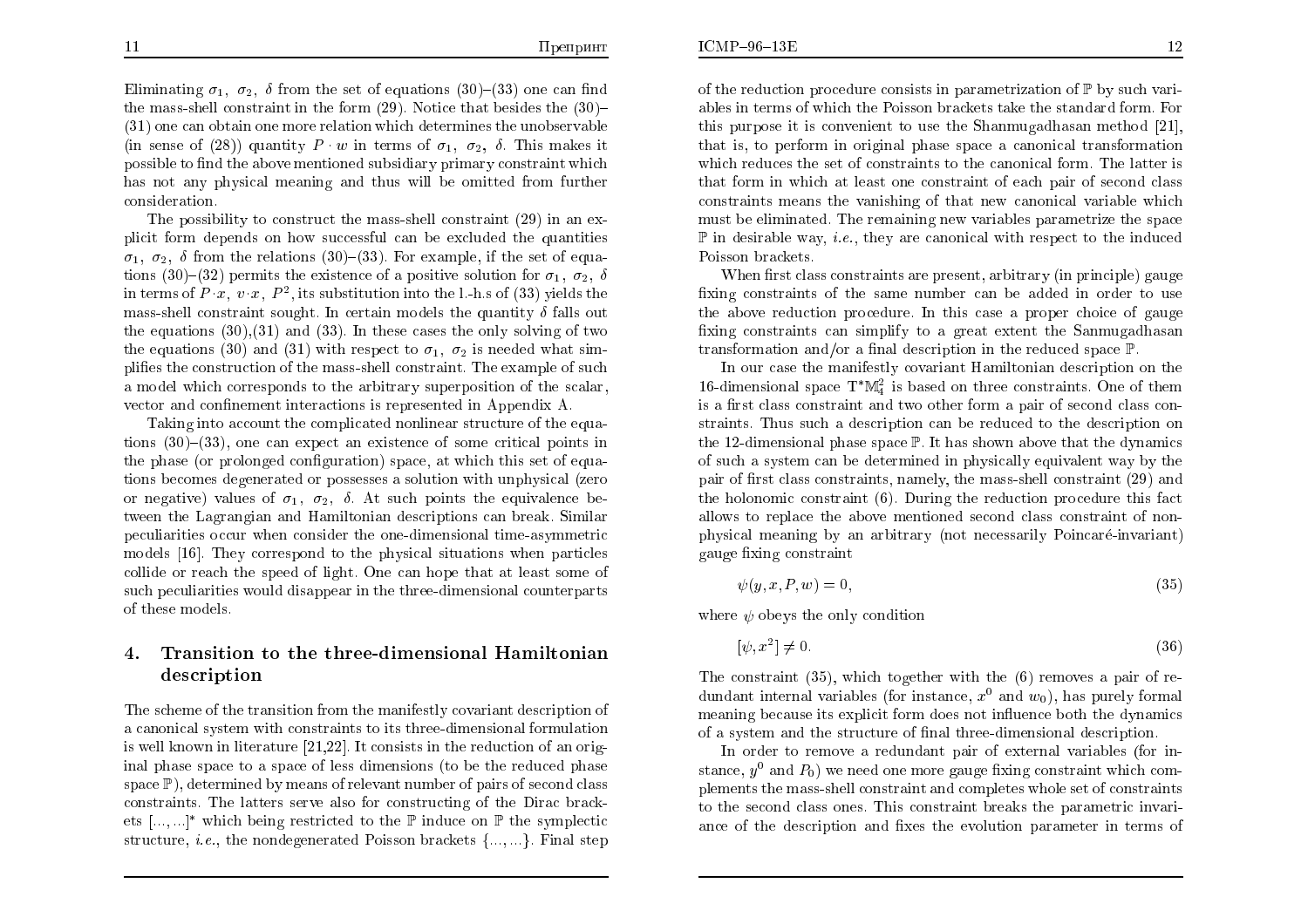Eliminating $\sigma_1$, $\sigma_2$, $\delta$ from the set of equations (30)–(33) one can find the mass-shell constraint in the form (29). Notice that besides the (30)–(31) one can obtain one more relation which determines the unobservable (in sense of (28)) quantity $P \cdot w$ in terms of $\sigma_1$, $\sigma_2$, $\delta$. This makes it possible to find the above mentioned subsidiary primary constraint which has not any physical meaning and thus will be omitted from further consideration.

The possibility to construct the mass-shell constraint (29) in an explicit form depends on how successful can be excluded the quantities $\sigma_1$, $\sigma_2$, $\delta$ from the relations (30)–(33). For example, if the set of equations (30)–(32) permits the existence of a positive solution for $\sigma_1$, $\sigma_2$, $\delta$ in terms of $P \cdot x$, $v \cdot x$, $P^2$, its substitution into the l.-h.s of (33) yields the mass-shell constraint sought. In certain models the quantity $\delta$ falls out the equations (30),(31) and (33). In these cases the only solving of two the equations (30) and (31) with respect to $\sigma_1$, $\sigma_2$ is needed what simplifies the construction of the mass-shell constraint. The example of such a model which corresponds to the arbitrary superposition of the scalar, vector and confinement interactions is represented in Appendix A.

Taking into account the complicated nonlinear structure of the equations (30)–(33), one can expect an existence of some critical points in the phase (or prolonged configuration) space, at which this set of equations becomes degenerated or possesses a solution with unphysical (zero or negative) values of $\sigma_1$, $\sigma_2$, $\delta$. At such points the equivalence between the Lagrangian and Hamiltonian descriptions can break. Similar peculiarities occur when consider the one-dimensional time-asymmetric models [16]. They correspond to the physical situations when particles collide or reach the speed of light. One can hope that at least some of such peculiarities would disappear in the three-dimensional counterparts of these models.

## 4. Transition to the three-dimensional Hamiltonian description

The scheme of the transition from the manifestly covariant description of a canonical system with constraints to its three-dimensional formulation is well known in literature [21,22]. It consists in the reduction of an original phase space to a space of less dimensions (to be the reduced phase space $\mathbb{P}$), determined by means of relevant number of pairs of second class constraints. The latters serve also for constructing of the Dirac brackets $[...,...]^*$ which being restricted to the $\mathbb{P}$ induce on $\mathbb{P}$ the symplectic structure, *i.e.*, the nondegenerated Poisson brackets $\{...,...\}$. Final step of the reduction procedure consists in parametrization of $\mathbb{P}$ by such variables in terms of which the Poisson brackets take the standard form. For this purpose it is convenient to use the Shanmugadhasan method [21], that is, to perform in original phase space a canonical transformation which reduces the set of constraints to the canonical form. The latter is that form in which at least one constraint of each pair of second class constraints means the vanishing of that new canonical variable which must be eliminated. The remaining new variables parametrize the space $\mathbb{P}$ in desirable way, *i.e.*, they are canonical with respect to the induced Poisson brackets.

When first class constraints are present, arbitrary (in principle) gauge fixing constraints of the same number can be added in order to use the above reduction procedure. In this case a proper choice of gauge fixing constraints can simplify to a great extent the Sanmugadhasan transformation and/or a final description in the reduced space $\mathbb{P}$.

In our case the manifestly covariant Hamiltonian description on the 16-dimensional space $\mathrm{T}^*\mathbb{M}_4^2$ is based on three constraints. One of them is a first class constraint and two other form a pair of second class constraints. Thus such a description can be reduced to the description on the 12-dimensional phase space $\mathbb{P}$. It has shown above that the dynamics of such a system can be determined in physically equivalent way by the pair of first class constraints, namely, the mass-shell constraint (29) and the holonomic constraint (6). During the reduction procedure this fact allows to replace the above mentioned second class constraint of nonphysical meaning by an arbitrary (not necessarily Poincaré-invariant) gauge fixing constraint

$$\psi(y, x, P, w) = 0, \tag{35}$$

where $\psi$ obeys the only condition

$$[\psi, x^2] \neq 0. \tag{36}$$

The constraint (35), which together with the (6) removes a pair of redundant internal variables (for instance, $x^0$ and $w_0$), has purely formal meaning because its explicit form does not influence both the dynamics of a system and the structure of final three-dimensional description.

In order to remove a redundant pair of external variables (for instance, $y^0$ and $P_0$) we need one more gauge fixing constraint which complements the mass-shell constraint and completes whole set of constraints to the second class ones. This constraint breaks the parametric invariance of the description and fixes the evolution parameter in terms of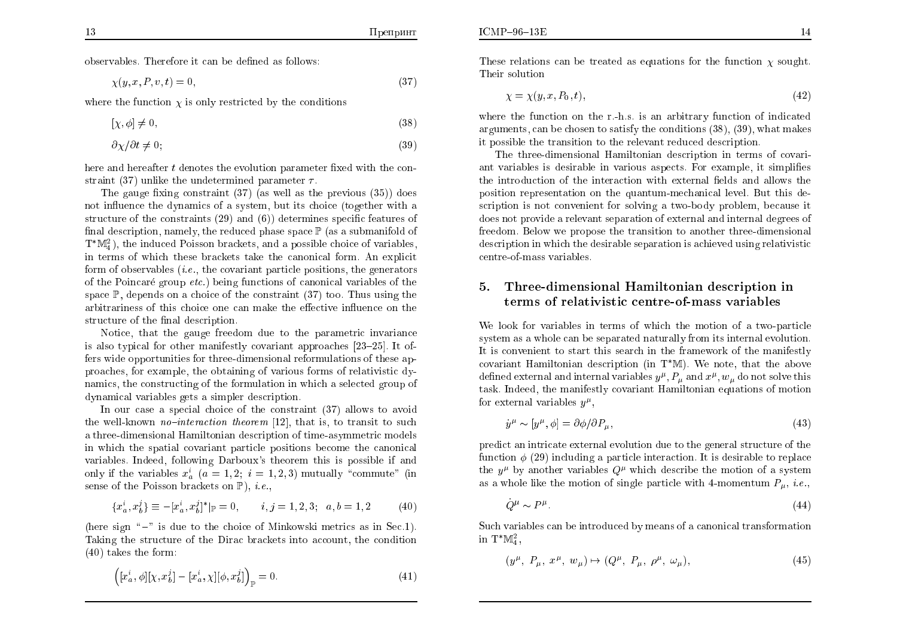observables. Therefore it can be defined as follows:

$$\chi(y, x, P, v, t) = 0, \tag{37}$$

where the function $\chi$ is only restricted by the conditions

$$[\chi, \phi] \neq 0, \tag{38}$$

$$\partial\chi/\partial t \neq 0; \tag{39}$$

here and hereafter $t$ denotes the evolution parameter fixed with the constraint (37) unlike the undetermined parameter $\tau$.

The gauge fixing constraint (37) (as well as the previous (35)) does not influence the dynamics of a system, but its choice (together with a structure of the constraints (29) and (6)) determines specific features of final description, namely, the reduced phase space $\mathbb{P}$ (as a submanifold of $\mathrm{T}^*\mathbb{M}_4^2$), the induced Poisson brackets, and a possible choice of variables, in terms of which these brackets take the canonical form. An explicit form of observables (*i.e.*, the covariant particle positions, the generators of the Poincaré group *etc.*) being functions of canonical variables of the space $\mathbb{P}$, depends on a choice of the constraint (37) too. Thus using the arbitrariness of this choice one can make the effective influence on the structure of the final description.

Notice, that the gauge freedom due to the parametric invariance is also typical for other manifestly covariant approaches [23–25]. It offers wide opportunities for three-dimensional reformulations of these approaches, for example, the obtaining of various forms of relativistic dynamics, the constructing of the formulation in which a selected group of dynamical variables gets a simpler description.

In our case a special choice of the constraint (37) allows to avoid the well-known *no–interaction theorem* [12], that is, to transit to such a three-dimensional Hamiltonian description of time-asymmetric models in which the spatial covariant particle positions become the canonical variables. Indeed, following Darboux's theorem this is possible if and only if the variables $x_a^i$ ($a = 1, 2$; $i = 1, 2, 3$) mutually "commute" (in sense of the Poisson brackets on $\mathbb{P}$), *i.e.*,

$$\{x_a^i, x_b^j\} \equiv -[x_a^i, x_b^j]^*|_{\mathbb{P}} = 0, \qquad i, j = 1, 2, 3; \quad a, b = 1, 2 \tag{40}$$

(here sign "$-$" is due to the choice of Minkowski metrics as in Sec.1). Taking the structure of the Dirac brackets into account, the condition (40) takes the form:

$$\Big([x_a^i, \phi][\chi, x_b^j] - [x_a^i, \chi][\phi, x_b^j]\Big)_{\mathbb{P}} = 0. \tag{41}$$

These relations can be treated as equations for the function $\chi$ sought. Their solution

$$\chi = \chi(y, x, P_0, t), \tag{42}$$

where the function on the r.-h.s. is an arbitrary function of indicated arguments, can be chosen to satisfy the conditions (38), (39), what makes it possible the transition to the relevant reduced description.

The three-dimensional Hamiltonian description in terms of covariant variables is desirable in various aspects. For example, it simplifies the introduction of the interaction with external fields and allows the position representation on the quantum-mechanical level. But this description is not convenient for solving a two-body problem, because it does not provide a relevant separation of external and internal degrees of freedom. Below we propose the transition to another three-dimensional description in which the desirable separation is achieved using relativistic centre-of-mass variables.

## 5. Three-dimensional Hamiltonian description in terms of relativistic centre-of-mass variables

We look for variables in terms of which the motion of a two-particle system as a whole can be separated naturally from its internal evolution. It is convenient to start this search in the framework of the manifestly covariant Hamiltonian description (in $\mathrm{T}^*\mathbb{M}$). We note, that the above defined external and internal variables $y^\mu, P_\mu$ and $x^\mu, w_\mu$ do not solve this task. Indeed, the manifestly covariant Hamiltonian equations of motion for external variables $y^\mu$,

$$\dot{y}^\mu \sim [y^\mu, \phi] = \partial\phi/\partial P_\mu, \tag{43}$$

predict an intricate external evolution due to the general structure of the function $\phi$ (29) including a particle interaction. It is desirable to replace the $y^\mu$ by another variables $Q^\mu$ which describe the motion of a system as a whole like the motion of single particle with 4-momentum $P_\mu$, *i.e.*,

$$\dot{Q}^\mu \sim P^\mu. \tag{44}$$

Such variables can be introduced by means of a canonical transformation in $\mathrm{T}^*\mathbb{M}_4^2$,

$$(y^\mu,\ P_\mu,\ x^\mu,\ w_\mu) \mapsto (Q^\mu,\ P_\mu,\ \rho^\mu,\ \omega_\mu), \tag{45}$$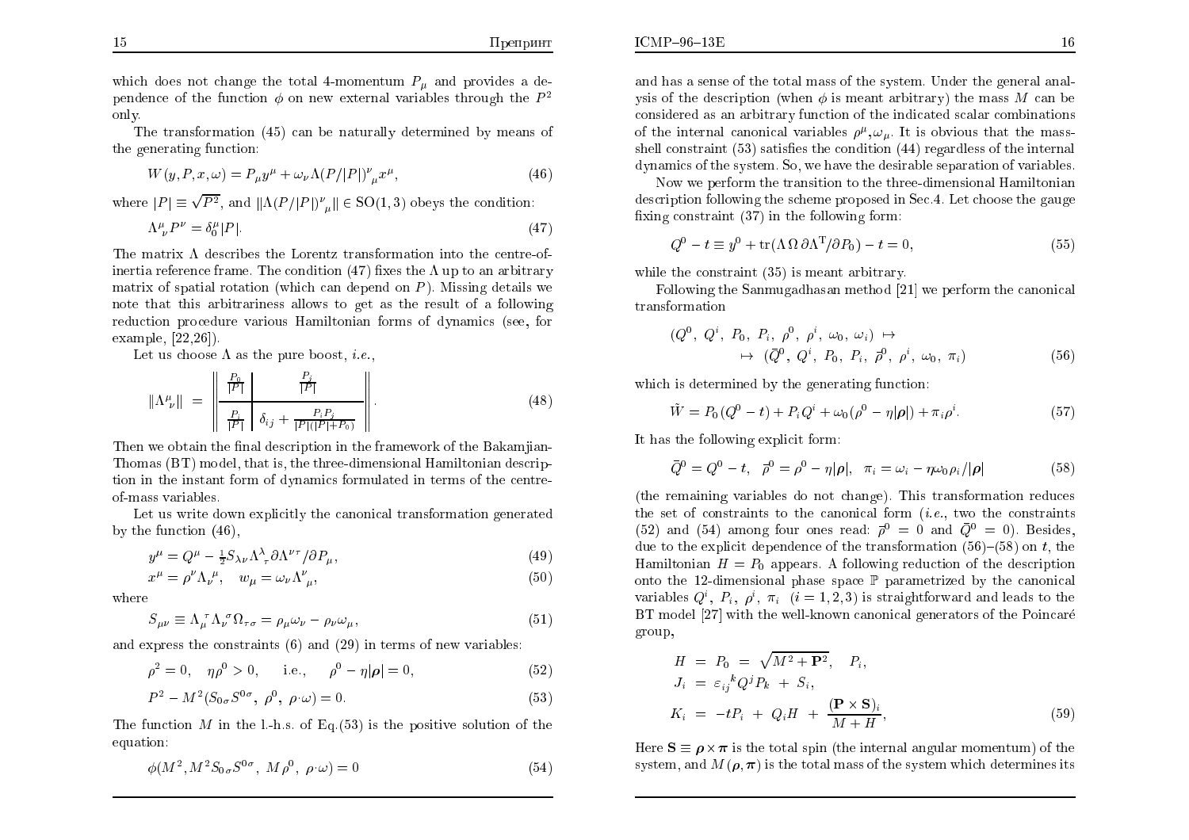which does not change the total 4-momentum $P_\mu$ and provides a dependence of the function $\phi$ on new external variables through the $P^2$ only.

The transformation (45) can be naturally determined by means of the generating function:

$$W(y,P,x,\omega) = P_\mu y^\mu + \omega_\nu \Lambda(P/|P|)^\nu{}_\mu x^\mu, \tag{46}$$

where $|P| \equiv \sqrt{P^2}$, and $\|\Lambda(P/|P|)^\nu{}_\mu\| \in \mathrm{SO}(1,3)$ obeys the condition:

$$\Lambda^\mu{}_\nu P^\nu = \delta^\mu_0 |P|. \tag{47}$$

The matrix $\Lambda$ describes the Lorentz transformation into the centre-of-inertia reference frame. The condition (47) fixes the $\Lambda$ up to an arbitrary matrix of spatial rotation (which can depend on $P$). Missing details we note that this arbitrariness allows to get as the result of a following reduction procedure various Hamiltonian forms of dynamics (see, for example, [22,26]).

Let us choose $\Lambda$ as the pure boost, *i.e.*,

$$\|\Lambda^\mu{}_\nu\| = \left\| \begin{array}{c|c} \frac{P_0}{|P|} & \frac{P_j}{|P|} \\ \hline \frac{P_i}{|P|} & \delta_{ij} + \frac{P_i P_j}{|P|(|P|+P_0)} \end{array} \right\|. \tag{48}$$

Then we obtain the final description in the framework of the Bakamjian-Thomas (BT) model, that is, the three-dimensional Hamiltonian description in the instant form of dynamics formulated in terms of the centre-of-mass variables.

Let us write down explicitly the canonical transformation generated by the function (46),

$$y^\mu = Q^\mu - \tfrac{1}{2} S_{\lambda\nu} \Lambda^\lambda{}_\tau \partial \Lambda^{\nu\tau}/\partial P_\mu, \tag{49}$$

$$x^\mu = \rho^\nu \Lambda_\nu{}^\mu, \quad w_\mu = \omega_\nu \Lambda^\nu{}_\mu, \tag{50}$$

where

$$S_{\mu\nu} \equiv \Lambda_\mu{}^\tau \Lambda_\nu{}^\sigma \Omega_{\tau\sigma} = \rho_\mu \omega_\nu - \rho_\nu \omega_\mu, \tag{51}$$

and express the constraints (6) and (29) in terms of new variables:

$$\rho^2 = 0, \quad \eta\rho^0 > 0, \qquad \text{i.e.,} \qquad \rho^0 - \eta|\boldsymbol{\rho}| = 0, \tag{52}$$

$$P^2 - M^2(S_{0\sigma}S^{0\sigma},\ \rho^0,\ \rho\cdot\omega) = 0. \tag{53}$$

The function $M$ in the l.-h.s. of Eq.(53) is the positive solution of the equation:

$$\phi(M^2, M^2 S_{0\sigma}S^{0\sigma},\ M\rho^0,\ \rho\cdot\omega) = 0 \tag{54}$$

and has a sense of the total mass of the system. Under the general analysis of the description (when $\phi$ is meant arbitrary) the mass $M$ can be considered as an arbitrary function of the indicated scalar combinations of the internal canonical variables $\rho^\mu, \omega_\mu$. It is obvious that the mass-shell constraint (53) satisfies the condition (44) regardless of the internal dynamics of the system. So, we have the desirable separation of variables.

Now we perform the transition to the three-dimensional Hamiltonian description following the scheme proposed in Sec.4. Let choose the gauge fixing constraint (37) in the following form:

$$Q^0 - t \equiv y^0 + \mathrm{tr}(\Lambda\,\Omega\,\partial\Lambda^{\mathrm{T}}/\partial P_0) - t = 0, \tag{55}$$

while the constraint (35) is meant arbitrary.

Following the Sanmugadhasan method [21] we perform the canonical transformation

$$\begin{aligned} &(Q^0,\ Q^i,\ P_0,\ P_i,\ \rho^0,\ \rho^i,\ \omega_0,\ \omega_i) \mapsto \\ &\qquad \mapsto (\bar{Q}^0,\ Q^i,\ P_0,\ P_i,\ \bar{\rho}^0,\ \rho^i,\ \omega_0,\ \pi_i) \end{aligned} \tag{56}$$

which is determined by the generating function:

$$\tilde{W} = P_0(Q^0 - t) + P_i Q^i + \omega_0(\rho^0 - \eta|\boldsymbol{\rho}|) + \pi_i \rho^i. \tag{57}$$

It has the following explicit form:

$$\bar{Q}^0 = Q^0 - t, \quad \bar{\rho}^0 = \rho^0 - \eta|\boldsymbol{\rho}|, \quad \pi_i = \omega_i - \eta\omega_0\rho_i/|\boldsymbol{\rho}| \tag{58}$$

(the remaining variables do not change). This transformation reduces the set of constraints to the canonical form (*i.e.*, two the constraints (52) and (54) among four ones read: $\bar{\rho}^0 = 0$ and $\bar{Q}^0 = 0$). Besides, due to the explicit dependence of the transformation (56)–(58) on $t$, the Hamiltonian $H = P_0$ appears. A following reduction of the description onto the 12-dimensional phase space $\mathbb{P}$ parametrized by the canonical variables $Q^i,\ P_i,\ \rho^i,\ \pi_i\ \ (i = 1,2,3)$ is straightforward and leads to the BT model [27] with the well-known canonical generators of the Poincaré group,

$$\begin{aligned} H &= P_0 = \sqrt{M^2 + \mathbf{P}^2}, \quad P_i, \\ J_i &= \varepsilon_{ij}{}^k Q^j P_k + S_i, \\ K_i &= -tP_i + Q_i H + \frac{(\mathbf{P}\times\mathbf{S})_i}{M + H}, \end{aligned} \tag{59}$$

Here $\mathbf{S} \equiv \boldsymbol{\rho}\times\boldsymbol{\pi}$ is the total spin (the internal angular momentum) of the system, and $M(\boldsymbol{\rho},\boldsymbol{\pi})$ is the total mass of the system which determines its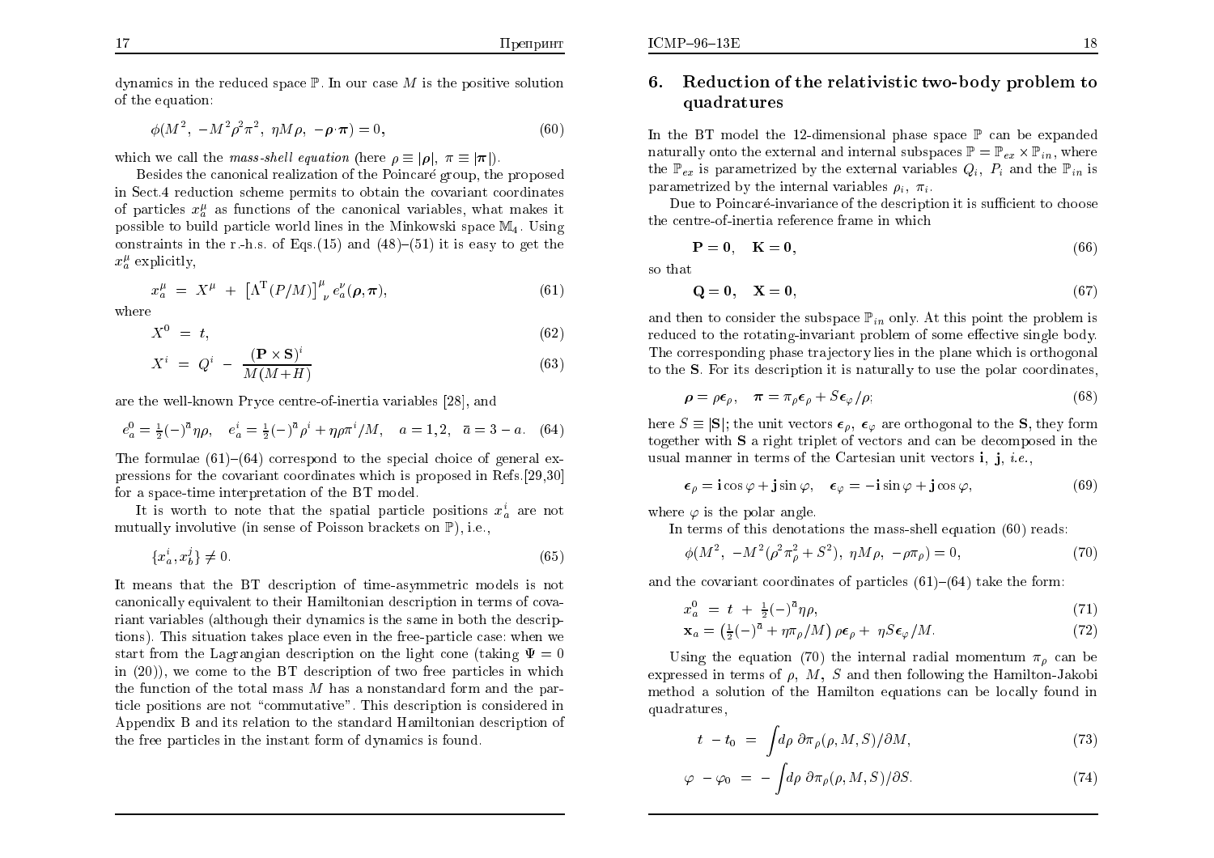dynamics in the reduced space $\mathbb{P}$. In our case $M$ is the positive solution of the equation:

$$\phi(M^2,\ -M^2\rho^2\pi^2,\ \eta M\rho,\ -\boldsymbol{\rho}\cdot\boldsymbol{\pi}) = 0, \tag{60}$$

which we call the *mass-shell equation* (here $\rho \equiv |\boldsymbol{\rho}|$, $\pi \equiv |\boldsymbol{\pi}|$).

Besides the canonical realization of the Poincaré group, the proposed in Sect.4 reduction scheme permits to obtain the covariant coordinates of particles $x_a^\mu$ as functions of the canonical variables, what makes it possible to build particle world lines in the Minkowski space $\mathbb{M}_4$. Using constraints in the r.-h.s. of Eqs.(15) and (48)–(51) it is easy to get the $x_a^\mu$ explicitly,

$$x_a^\mu \ = \ X^\mu \ + \ \left[\Lambda^{\mathrm{T}}(P/M)\right]^\mu{}_\nu\, e_a^\nu(\boldsymbol{\rho},\boldsymbol{\pi}), \tag{61}$$

where

$$X^0 \ = \ t, \tag{62}$$

$$X^i \ = \ Q^i \ - \ \frac{(\mathbf{P}\times\mathbf{S})^i}{M(M+H)} \tag{63}$$

are the well-known Pryce centre-of-inertia variables [28], and

$$e_a^0 = \tfrac{1}{2}(-)^{\bar a}\eta\rho, \quad e_a^i = \tfrac{1}{2}(-)^{\bar a}\rho^i + \eta\rho\pi^i/M, \quad a=1,2, \quad \bar a = 3-a. \tag{64}$$

The formulae (61)–(64) correspond to the special choice of general expressions for the covariant coordinates which is proposed in Refs.[29,30] for a space-time interpretation of the BT model.

It is worth to note that the spatial particle positions $x_a^i$ are not mutually involutive (in sense of Poisson brackets on $\mathbb{P}$), i.e.,

$$\{x_a^i, x_b^j\} \neq 0. \tag{65}$$

It means that the BT description of time-asymmetric models is not canonically equivalent to their Hamiltonian description in terms of covariant variables (although their dynamics is the same in both the descriptions). This situation takes place even in the free-particle case: when we start from the Lagrangian description on the light cone (taking $\Psi = 0$ in (20)), we come to the BT description of two free particles in which the function of the total mass $M$ has a nonstandard form and the particle positions are not "commutative". This description is considered in Appendix B and its relation to the standard Hamiltonian description of the free particles in the instant form of dynamics is found.

## 6. Reduction of the relativistic two-body problem to quadratures

In the BT model the 12-dimensional phase space $\mathbb{P}$ can be expanded naturally onto the external and internal subspaces $\mathbb{P} = \mathbb{P}_{ex}\times\mathbb{P}_{in}$, where the $\mathbb{P}_{ex}$ is parametrized by the external variables $Q_i$, $P_i$ and the $\mathbb{P}_{in}$ is parametrized by the internal variables $\rho_i$, $\pi_i$.

Due to Poincaré-invariance of the description it is sufficient to choose the centre-of-inertia reference frame in which

$$\mathbf{P} = \mathbf{0}, \quad \mathbf{K} = \mathbf{0}, \tag{66}$$

so that

$$\mathbf{Q} = \mathbf{0}, \quad \mathbf{X} = \mathbf{0}, \tag{67}$$

and then to consider the subspace $\mathbb{P}_{in}$ only. At this point the problem is reduced to the rotating-invariant problem of some effective single body. The corresponding phase trajectory lies in the plane which is orthogonal to the $\mathbf{S}$. For its description it is naturally to use the polar coordinates,

$$\boldsymbol{\rho} = \rho\boldsymbol{\epsilon}_\rho, \quad \boldsymbol{\pi} = \pi_\rho\boldsymbol{\epsilon}_\rho + S\boldsymbol{\epsilon}_\varphi/\rho; \tag{68}$$

here $S \equiv |\mathbf{S}|$; the unit vectors $\boldsymbol{\epsilon}_\rho$, $\boldsymbol{\epsilon}_\varphi$ are orthogonal to the $\mathbf{S}$, they form together with $\mathbf{S}$ a right triplet of vectors and can be decomposed in the usual manner in terms of the Cartesian unit vectors $\mathbf{i}$, $\mathbf{j}$, *i.e.*,

$$\boldsymbol{\epsilon}_\rho = \mathbf{i}\cos\varphi + \mathbf{j}\sin\varphi, \quad \boldsymbol{\epsilon}_\varphi = -\mathbf{i}\sin\varphi + \mathbf{j}\cos\varphi, \tag{69}$$

where $\varphi$ is the polar angle.

In terms of this denotations the mass-shell equation (60) reads:

$$\phi(M^2,\ -M^2(\rho^2\pi_\rho^2 + S^2),\ \eta M\rho,\ -\rho\pi_\rho) = 0, \tag{70}$$

and the covariant coordinates of particles (61)–(64) take the form:

$$x_a^0 \ = \ t \ + \ \tfrac{1}{2}(-)^{\bar a}\eta\rho, \tag{71}$$

$$\mathbf{x}_a = \left(\tfrac{1}{2}(-)^{\bar a} + \eta\pi_\rho/M\right)\rho\boldsymbol{\epsilon}_\rho + \ \eta S\boldsymbol{\epsilon}_\varphi/M. \tag{72}$$

Using the equation (70) the internal radial momentum $\pi_\rho$ can be expressed in terms of $\rho$, $M$, $S$ and then following the Hamilton-Jakobi method a solution of the Hamilton equations can be locally found in quadratures,

$$t \ - t_0 \ = \ \int d\rho\ \partial\pi_\rho(\rho, M, S)/\partial M, \tag{73}$$

$$\varphi \ - \varphi_0 \ = \ -\int d\rho\ \partial\pi_\rho(\rho, M, S)/\partial S. \tag{74}$$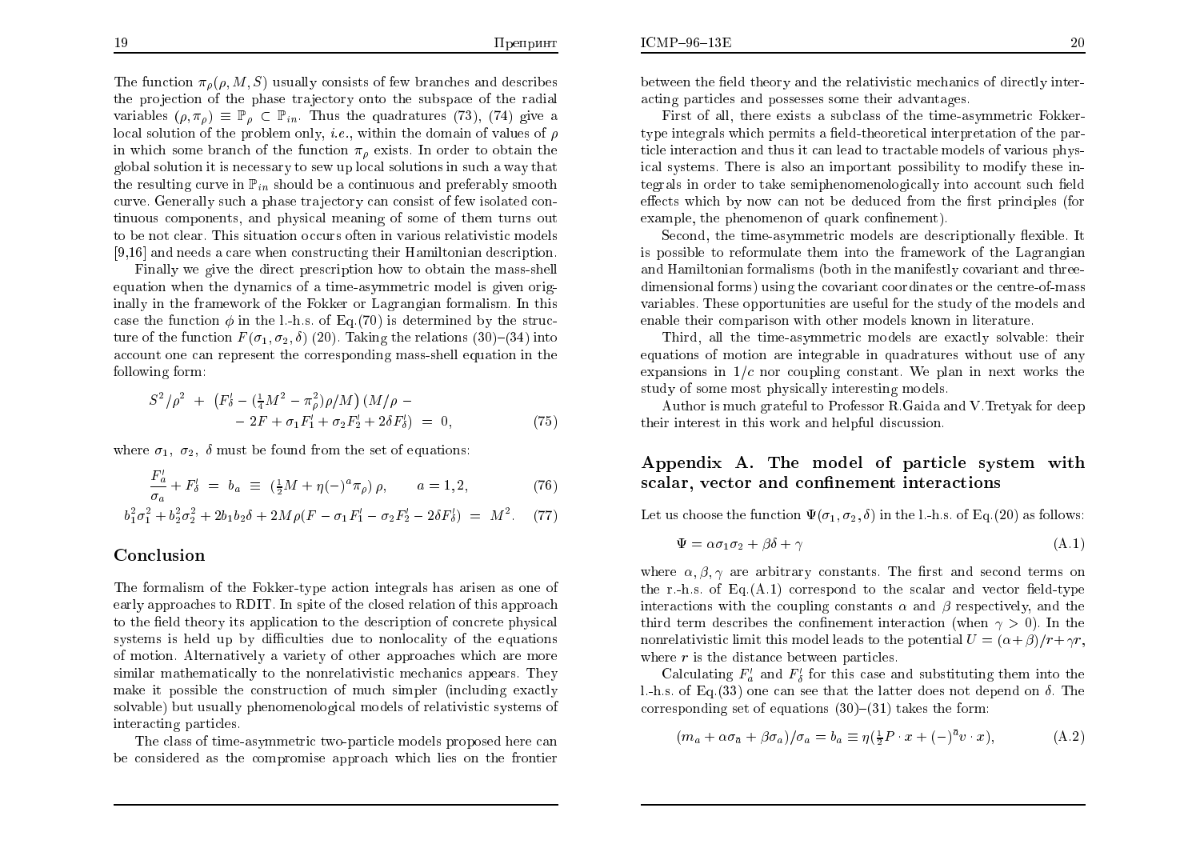The function $\pi_\rho(\rho, M, S)$ usually consists of few branches and describes the projection of the phase trajectory onto the subspace of the radial variables $(\rho, \pi_\rho) \equiv \mathbb{P}_\rho \subset \mathbb{P}_{in}$. Thus the quadratures (73), (74) give a local solution of the problem only, *i.e.*, within the domain of values of $\rho$ in which some branch of the function $\pi_\rho$ exists. In order to obtain the global solution it is necessary to sew up local solutions in such a way that the resulting curve in $\mathbb{P}_{in}$ should be a continuous and preferably smooth curve. Generally such a phase trajectory can consist of few isolated continuous components, and physical meaning of some of them turns out to be not clear. This situation occurs often in various relativistic models [9,16] and needs a care when constructing their Hamiltonian description.

Finally we give the direct prescription how to obtain the mass-shell equation when the dynamics of a time-asymmetric model is given originally in the framework of the Fokker or Lagrangian formalism. In this case the function $\phi$ in the l.-h.s. of Eq.(70) is determined by the structure of the function $F(\sigma_1, \sigma_2, \delta)$ (20). Taking the relations (30)–(34) into account one can represent the corresponding mass-shell equation in the following form:

$$
\begin{aligned}
S^2/\rho^2 \;+\; \left(F'_\delta - (\tfrac{1}{4}M^2 - \pi_\rho^2)\rho/M\right)(M/\rho \,-\\
-\, 2F + \sigma_1 F'_1 + \sigma_2 F'_2 + 2\delta F'_\delta) \;=\; 0,
\end{aligned}
\tag{75}
$$

where $\sigma_1$, $\sigma_2$, $\delta$ must be found from the set of equations:

$$
\frac{F'_a}{\sigma_a} + F'_\delta \;=\; b_a \;\equiv\; (\tfrac{1}{2}M + \eta(-)^a\pi_\rho)\,\rho, \qquad a = 1,2, \tag{76}
$$

$$
b_1^2\sigma_1^2 + b_2^2\sigma_2^2 + 2b_1b_2\delta + 2M\rho(F - \sigma_1 F'_1 - \sigma_2 F'_2 - 2\delta F'_\delta) \;=\; M^2. \tag{77}
$$

## Conclusion

The formalism of the Fokker-type action integrals has arisen as one of early approaches to RDIT. In spite of the closed relation of this approach to the field theory its application to the description of concrete physical systems is held up by difficulties due to nonlocality of the equations of motion. Alternatively a variety of other approaches which are more similar mathematically to the nonrelativistic mechanics appears. They make it possible the construction of much simpler (including exactly solvable) but usually phenomenological models of relativistic systems of interacting particles.

The class of time-asymmetric two-particle models proposed here can be considered as the compromise approach which lies on the frontier between the field theory and the relativistic mechanics of directly interacting particles and possesses some their advantages.

First of all, there exists a subclass of the time-asymmetric Fokker-type integrals which permits a field-theoretical interpretation of the particle interaction and thus it can lead to tractable models of various physical systems. There is also an important possibility to modify these integrals in order to take semiphenomenologically into account such field effects which by now can not be deduced from the first principles (for example, the phenomenon of quark confinement).

Second, the time-asymmetric models are descriptionally flexible. It is possible to reformulate them into the framework of the Lagrangian and Hamiltonian formalisms (both in the manifestly covariant and three-dimensional forms) using the covariant coordinates or the centre-of-mass variables. These opportunities are useful for the study of the models and enable their comparison with other models known in literature.

Third, all the time-asymmetric models are exactly solvable: their equations of motion are integrable in quadratures without use of any expansions in $1/c$ nor coupling constant. We plan in next works the study of some most physically interesting models.

Author is much grateful to Professor R.Gaida and V.Tretyak for deep their interest in this work and helpful discussion.

## Appendix A. The model of particle system with scalar, vector and confinement interactions

Let us choose the function $\Psi(\sigma_1, \sigma_2, \delta)$ in the l.-h.s. of Eq.(20) as follows:

$$
\Psi = \alpha\sigma_1\sigma_2 + \beta\delta + \gamma \tag{A.1}
$$

where $\alpha, \beta, \gamma$ are arbitrary constants. The first and second terms on the r.-h.s. of Eq.(A.1) correspond to the scalar and vector field-type interactions with the coupling constants $\alpha$ and $\beta$ respectively, and the third term describes the confinement interaction (when $\gamma > 0$). In the nonrelativistic limit this model leads to the potential $U = (\alpha + \beta)/r + \gamma r$, where $r$ is the distance between particles.

Calculating $F'_a$ and $F'_\delta$ for this case and substituting them into the l.-h.s. of Eq.(33) one can see that the latter does not depend on $\delta$. The corresponding set of equations (30)–(31) takes the form:

$$
(m_a + \alpha\sigma_{\bar{a}} + \beta\sigma_a)/\sigma_a = b_a \equiv \eta(\tfrac{1}{2}P\cdot x + (-)^{\bar{a}}v\cdot x), \tag{A.2}
$$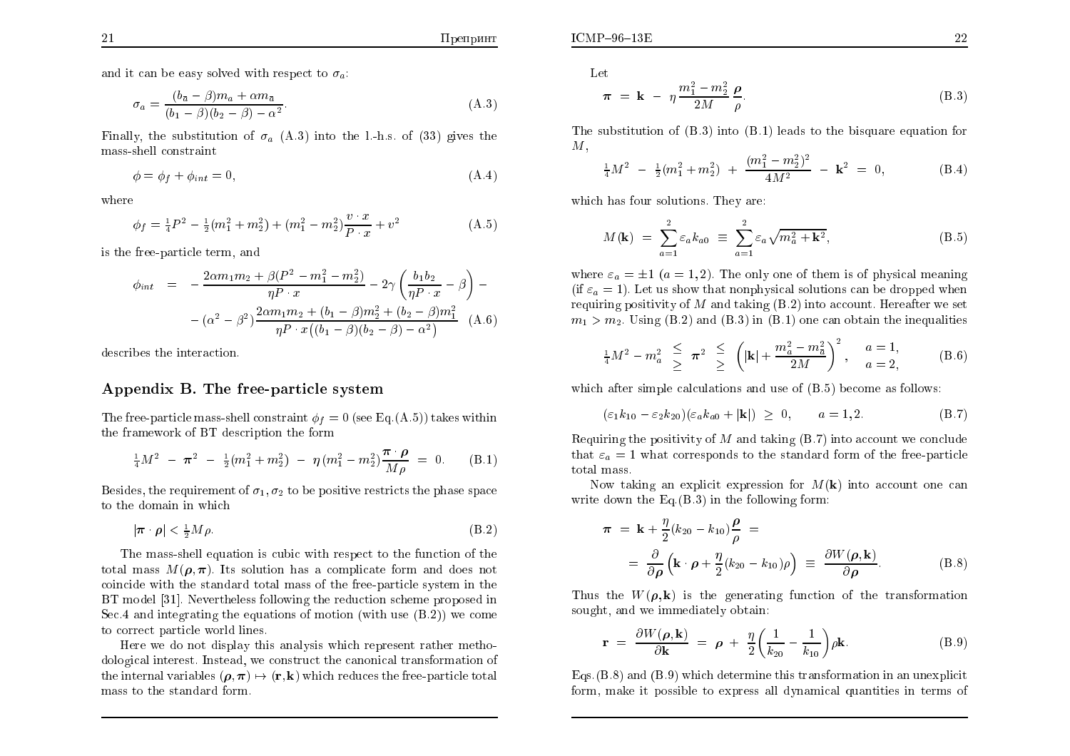and it can be easy solved with respect to $\sigma_a$:

$$\sigma_a = \frac{(b_{\bar{a}} - \beta)m_a + \alpha m_{\bar{a}}}{(b_1 - \beta)(b_2 - \beta) - \alpha^2}. \tag{A.3}$$

Finally, the substitution of $\sigma_a$ (A.3) into the l.-h.s. of (33) gives the mass-shell constraint

$$\phi = \phi_f + \phi_{int} = 0, \tag{A.4}$$

where

$$\phi_f = \tfrac{1}{4}P^2 - \tfrac{1}{2}(m_1^2 + m_2^2) + (m_1^2 - m_2^2)\frac{v \cdot x}{P \cdot x} + v^2 \tag{A.5}$$

is the free-particle term, and

$$\begin{aligned}\phi_{int} \;=\; & -\frac{2\alpha m_1 m_2 + \beta(P^2 - m_1^2 - m_2^2)}{\eta P \cdot x} - 2\gamma\left(\frac{b_1 b_2}{\eta P \cdot x} - \beta\right) - \\ & - (\alpha^2 - \beta^2)\frac{2\alpha m_1 m_2 + (b_1 - \beta)m_2^2 + (b_2 - \beta)m_1^2}{\eta P \cdot x\big((b_1 - \beta)(b_2 - \beta) - \alpha^2\big)}\end{aligned} \tag{A.6}$$

describes the interaction.

## Appendix B. The free-particle system

The free-particle mass-shell constraint $\phi_f = 0$ (see Eq.(A.5)) takes within the framework of BT description the form

$$\tfrac{1}{4}M^2 \;-\; \boldsymbol{\pi}^2 \;-\; \tfrac{1}{2}(m_1^2 + m_2^2) \;-\; \eta\,(m_1^2 - m_2^2)\frac{\boldsymbol{\pi}\cdot\boldsymbol{\rho}}{M\rho} \;=\; 0. \tag{B.1}$$

Besides, the requirement of $\sigma_1, \sigma_2$ to be positive restricts the phase space to the domain in which

$$|\boldsymbol{\pi}\cdot\boldsymbol{\rho}| < \tfrac{1}{2}M\rho. \tag{B.2}$$

The mass-shell equation is cubic with respect to the function of the total mass $M(\boldsymbol{\rho}, \boldsymbol{\pi})$. Its solution has a complicate form and does not coincide with the standard total mass of the free-particle system in the BT model [31]. Nevertheless following the reduction scheme proposed in Sec.4 and integrating the equations of motion (with use (B.2)) we come to correct particle world lines.

Here we do not display this analysis which represent rather methodological interest. Instead, we construct the canonical transformation of the internal variables $(\boldsymbol{\rho}, \boldsymbol{\pi}) \mapsto (\mathbf{r}, \mathbf{k})$ which reduces the free-particle total mass to the standard form.

Let

$$\boldsymbol{\pi} \;=\; \mathbf{k} \;-\; \eta\frac{m_1^2 - m_2^2}{2M}\frac{\boldsymbol{\rho}}{\rho}. \tag{B.3}$$

The substitution of (B.3) into (B.1) leads to the bisquare equation for $M$,

$$\tfrac{1}{4}M^2 \;-\; \tfrac{1}{2}(m_1^2 + m_2^2) \;+\; \frac{(m_1^2 - m_2^2)^2}{4M^2} \;-\; \mathbf{k}^2 \;=\; 0, \tag{B.4}$$

which has four solutions. They are:

$$M(\mathbf{k}) \;=\; \sum_{a=1}^{2}\varepsilon_a k_{a0} \;\equiv\; \sum_{a=1}^{2}\varepsilon_a\sqrt{m_a^2 + \mathbf{k}^2}, \tag{B.5}$$

where $\varepsilon_a = \pm 1$ $(a = 1, 2)$. The only one of them is of physical meaning (if $\varepsilon_a = 1$). Let us show that nonphysical solutions can be dropped when requiring positivity of $M$ and taking (B.2) into account. Hereafter we set $m_1 > m_2$. Using (B.2) and (B.3) in (B.1) one can obtain the inequalities

$$\tfrac{1}{4}M^2 - m_a^2 \;\; \begin{matrix}\le \\ \ge\end{matrix} \;\; \boldsymbol{\pi}^2 \;\; \begin{matrix}\le \\ \ge\end{matrix} \;\; \left(|\mathbf{k}| + \frac{m_a^2 - m_{\bar{a}}^2}{2M}\right)^2, \quad \begin{matrix} a = 1, \\ a = 2, \end{matrix} \tag{B.6}$$

which after simple calculations and use of (B.5) become as follows:

$$(\varepsilon_1 k_{10} - \varepsilon_2 k_{20})(\varepsilon_a k_{a0} + |\mathbf{k}|) \;\ge\; 0, \qquad a = 1, 2. \tag{B.7}$$

Requiring the positivity of $M$ and taking (B.7) into account we conclude that $\varepsilon_a = 1$ what corresponds to the standard form of the free-particle total mass.

Now taking an explicit expression for $M(\mathbf{k})$ into account one can write down the Eq.(B.3) in the following form:

$$\begin{aligned}\boldsymbol{\pi} \;&=\; \mathbf{k} + \frac{\eta}{2}(k_{20} - k_{10})\frac{\boldsymbol{\rho}}{\rho} \;=\; \\ &=\; \frac{\partial}{\partial\boldsymbol{\rho}}\left(\mathbf{k}\cdot\boldsymbol{\rho} + \frac{\eta}{2}(k_{20} - k_{10})\rho\right) \;\equiv\; \frac{\partial W(\boldsymbol{\rho}, \mathbf{k})}{\partial\boldsymbol{\rho}}.\end{aligned} \tag{B.8}$$

Thus the $W(\boldsymbol{\rho}, \mathbf{k})$ is the generating function of the transformation sought, and we immediately obtain:

$$\mathbf{r} \;=\; \frac{\partial W(\boldsymbol{\rho}, \mathbf{k})}{\partial\mathbf{k}} \;=\; \boldsymbol{\rho} \;+\; \frac{\eta}{2}\left(\frac{1}{k_{20}} - \frac{1}{k_{10}}\right)\rho\mathbf{k}. \tag{B.9}$$

Eqs.(B.8) and (B.9) which determine this transformation in an unexplicit form, make it possible to express all dynamical quantities in terms of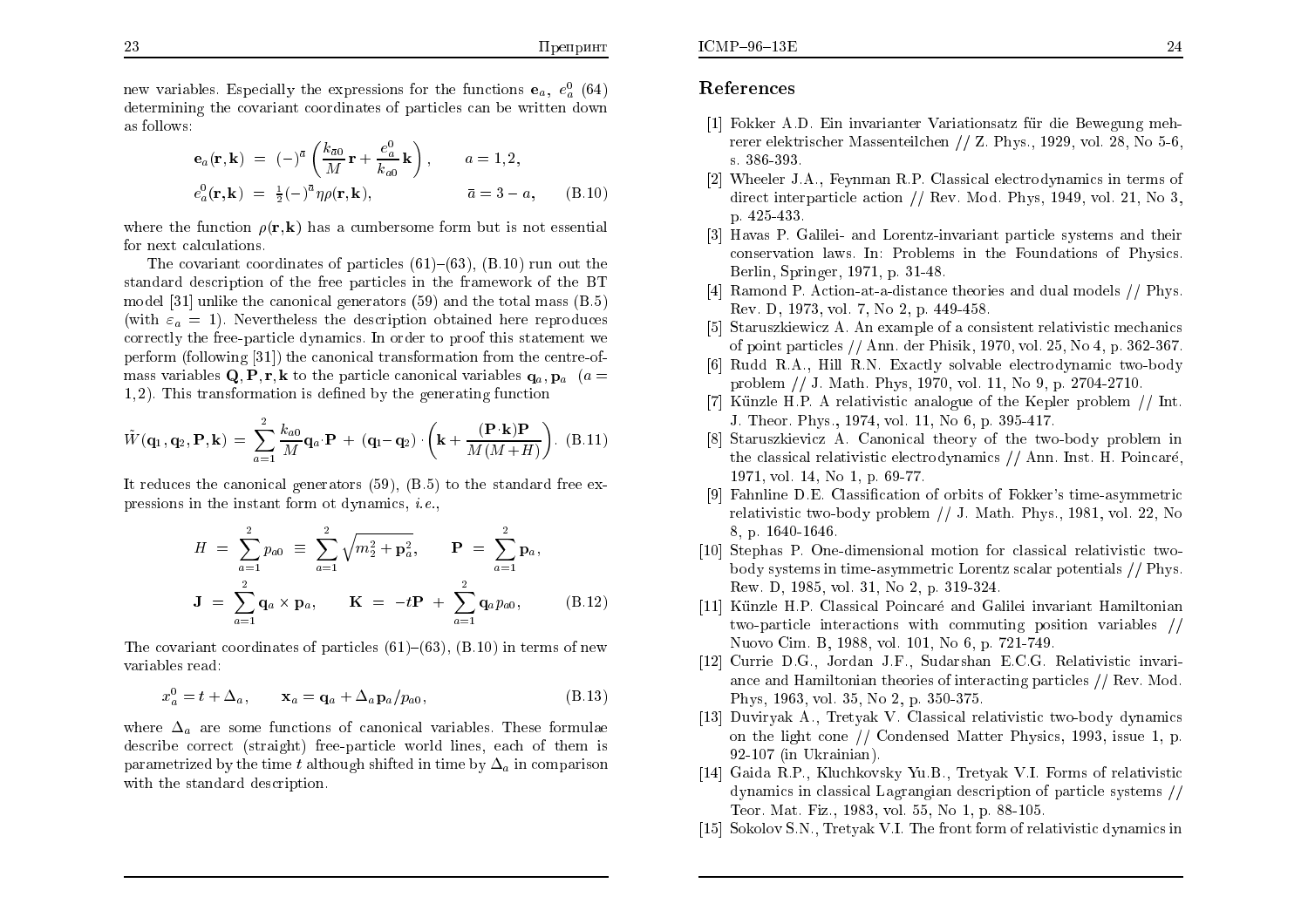new variables. Especially the expressions for the functions $\mathbf{e}_a$, $e_a^0$ (64) determining the covariant coordinates of particles can be written down as follows:

$$
\begin{aligned}
\mathbf{e}_a(\mathbf{r},\mathbf{k}) &= (-)^{\bar a}\left(\frac{k_{\bar a0}}{M}\mathbf{r} + \frac{e_a^0}{k_{a0}}\mathbf{k}\right), \qquad a = 1,2, \\
e_a^0(\mathbf{r},\mathbf{k}) &= \tfrac{1}{2}(-)^{\bar a}\eta\rho(\mathbf{r},\mathbf{k}), \qquad\qquad \bar a = 3 - a,
\end{aligned} \tag{B.10}
$$

where the function $\rho(\mathbf{r},\mathbf{k})$ has a cumbersome form but is not essential for next calculations.

The covariant coordinates of particles (61)–(63), (B.10) run out the standard description of the free particles in the framework of the BT model [31] unlike the canonical generators (59) and the total mass (B.5) (with $\varepsilon_a = 1$). Nevertheless the description obtained here reproduces correctly the free-particle dynamics. In order to proof this statement we perform (following [31]) the canonical transformation from the centre-of-mass variables $\mathbf{Q}, \mathbf{P}, \mathbf{r}, \mathbf{k}$ to the particle canonical variables $\mathbf{q}_a, \mathbf{p}_a$ $(a = 1,2)$. This transformation is defined by the generating function

$$
\tilde W(\mathbf{q}_1,\mathbf{q}_2,\mathbf{P},\mathbf{k}) = \sum_{a=1}^{2}\frac{k_{a0}}{M}\mathbf{q}_a\cdot\mathbf{P} + (\mathbf{q}_1 - \mathbf{q}_2)\cdot\left(\mathbf{k} + \frac{(\mathbf{P}\cdot\mathbf{k})\mathbf{P}}{M(M+H)}\right). \tag{B.11}
$$

It reduces the canonical generators (59), (B.5) to the standard free expressions in the instant form ot dynamics, *i.e.*,

$$
\begin{aligned}
H &= \sum_{a=1}^{2} p_{a0} \equiv \sum_{a=1}^{2}\sqrt{m_2^2 + \mathbf{p}_a^2}, \qquad \mathbf{P} = \sum_{a=1}^{2}\mathbf{p}_a, \\
\mathbf{J} &= \sum_{a=1}^{2}\mathbf{q}_a \times \mathbf{p}_a, \qquad \mathbf{K} = -t\mathbf{P} + \sum_{a=1}^{2}\mathbf{q}_a p_{a0},
\end{aligned} \tag{B.12}
$$

The covariant coordinates of particles (61)–(63), (B.10) in terms of new variables read:

$$
x_a^0 = t + \Delta_a, \qquad \mathbf{x}_a = \mathbf{q}_a + \Delta_a\mathbf{p}_a/p_{a0}, \tag{B.13}
$$

where $\Delta_a$ are some functions of canonical variables. These formulae describe correct (straight) free-particle world lines, each of them is parametrized by the time $t$ although shifted in time by $\Delta_a$ in comparison with the standard description.

## References

[1] Fokker A.D. Ein invarianter Variationsatz für die Bewegung mehrerer elektrischer Massenteilchen // Z. Phys., 1929, vol. 28, No 5-6, s. 386-393.

[2] Wheeler J.A., Feynman R.P. Classical electrodynamics in terms of direct interparticle action // Rev. Mod. Phys, 1949, vol. 21, No 3, p. 425-433.

[3] Havas P. Galilei- and Lorentz-invariant particle systems and their conservation laws. In: Problems in the Foundations of Physics. Berlin, Springer, 1971, p. 31-48.

[4] Ramond P. Action-at-a-distance theories and dual models // Phys. Rev. D, 1973, vol. 7, No 2, p. 449-458.

[5] Staruszkiewicz A. An example of a consistent relativistic mechanics of point particles // Ann. der Phisik, 1970, vol. 25, No 4, p. 362-367.

[6] Rudd R.A., Hill R.N. Exactly solvable electrodynamic two-body problem // J. Math. Phys, 1970, vol. 11, No 9, p. 2704-2710.

[7] Künzle H.P. A relativistic analogue of the Kepler problem // Int. J. Theor. Phys., 1974, vol. 11, No 6, p. 395-417.

[8] Staruszkievicz A. Canonical theory of the two-body problem in the classical relativistic electrodynamics // Ann. Inst. H. Poincaré, 1971, vol. 14, No 1, p. 69-77.

[9] Fahnline D.E. Classification of orbits of Fokker's time-asymmetric relativistic two-body problem // J. Math. Phys., 1981, vol. 22, No 8, p. 1640-1646.

[10] Stephas P. One-dimensional motion for classical relativistic two-body systems in time-asymmetric Lorentz scalar potentials // Phys. Rew. D, 1985, vol. 31, No 2, p. 319-324.

[11] Künzle H.P. Classical Poincaré and Galilei invariant Hamiltonian two-particle interactions with commuting position variables // Nuovo Cim. B, 1988, vol. 101, No 6, p. 721-749.

[12] Currie D.G., Jordan J.F., Sudarshan E.C.G. Relativistic invariance and Hamiltonian theories of interacting particles // Rev. Mod. Phys, 1963, vol. 35, No 2, p. 350-375.

[13] Duviryak A., Tretyak V. Classical relativistic two-body dynamics on the light cone // Condensed Matter Physics, 1993, issue 1, p. 92-107 (in Ukrainian).

[14] Gaida R.P., Kluchkovsky Yu.B., Tretyak V.I. Forms of relativistic dynamics in classical Lagrangian description of particle systems // Teor. Mat. Fiz., 1983, vol. 55, No 1, p. 88-105.

[15] Sokolov S.N., Tretyak V.I. The front form of relativistic dynamics in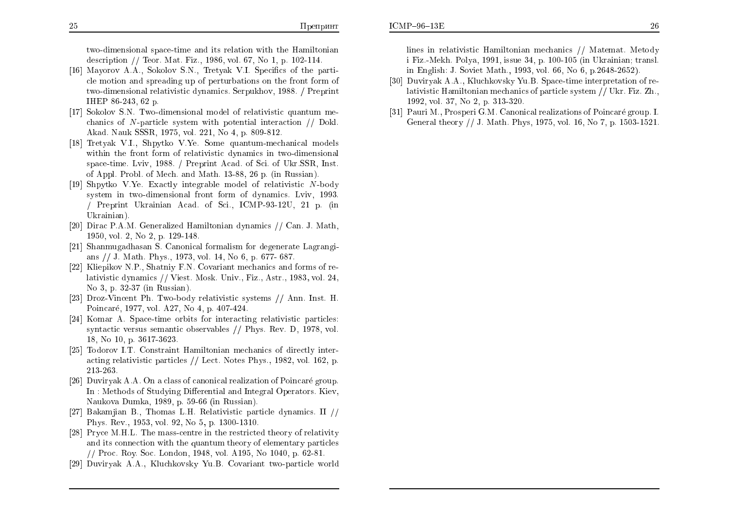two-dimensional space-time and its relation with the Hamiltonian description // Teor. Mat. Fiz., 1986, vol. 67, No 1, p. 102-114.

[16] Mayorov A.A., Sokolov S.N., Tretyak V.I. Specifics of the particle motion and spreading up of perturbations on the front form of two-dimensional relativistic dynamics. Serpukhov, 1988. / Preprint IHEP 86-243, 62 p.

[17] Sokolov S.N. Two-dimensional model of relativistic quantum mechanics of $N$-particle system with potential interaction // Dokl. Akad. Nauk SSSR, 1975, vol. 221, No 4, p. 809-812.

[18] Tretyak V.I., Shpytko V.Ye. Some quantum-mechanical models within the front form of relativistic dynamics in two-dimensional space-time. Lviv, 1988. / Preprint Acad. of Sci. of Ukr.SSR, Inst. of Appl. Probl. of Mech. and Math. 13-88, 26 p. (in Russian).

[19] Shpytko V.Ye. Exactly integrable model of relativistic $N$-body system in two-dimensional front form of dynamics. Lviv, 1993. / Preprint Ukrainian Acad. of Sci., ICMP-93-12U, 21 p. (in Ukrainian).

[20] Dirac P.A.M. Generalized Hamiltonian dynamics // Can. J. Math, 1950, vol. 2, No 2, p. 129-148.

[21] Shanmugadhasan S. Canonical formalism for degenerate Lagrangians // J. Math. Phys., 1973, vol. 14, No 6, p. 677- 687.

[22] Kliepikov N.P., Shatniy F.N. Covariant mechanics and forms of relativistic dynamics // Viest. Mosk. Univ., Fiz., Astr., 1983, vol. 24, No 3, p. 32-37 (in Russian).

[23] Droz-Vincent Ph. Two-body relativistic systems // Ann. Inst. H. Poincaré, 1977, vol. A27, No 4, p. 407-424.

[24] Komar A. Space-time orbits for interacting relativistic particles: syntactic versus semantic observables // Phys. Rev. D, 1978, vol. 18, No 10, p. 3617-3623.

[25] Todorov I.T. Constraint Hamiltonian mechanics of directly interacting relativistic particles // Lect. Notes Phys., 1982, vol. 162, p. 213-263.

[26] Duviryak A.A. On a class of canonical realization of Poincaré group. In : Methods of Studying Differential and Integral Operators. Kiev, Naukova Dumka, 1989, p. 59-66 (in Russian).

[27] Bakamjian B., Thomas L.H. Relativistic particle dynamics. II // Phys. Rev., 1953, vol. 92, No 5, p. 1300-1310.

[28] Pryce M.H.L. The mass-centre in the restricted theory of relativity and its connection with the quantum theory of elementary particles // Proc. Roy. Soc. London, 1948, vol. A195, No 1040, p. 62-81.

[29] Duviryak A.A., Kluchkovsky Yu.B. Covariant two-particle world lines in relativistic Hamiltonian mechanics // Matemat. Metody i Fiz.-Mekh. Polya, 1991, issue 34, p. 100-105 (in Ukrainian; transl. in English: J. Soviet Math., 1993, vol. 66, No 6, p.2648-2652).

[30] Duviryak A.A., Kluchkovsky Yu.B. Space-time interpretation of relativistic Hamiltonian mechanics of particle system // Ukr. Fiz. Zh., 1992, vol. 37, No 2, p. 313-320.

[31] Pauri M., Prosperi G.M. Canonical realizations of Poincaré group. I. General theory // J. Math. Phys, 1975, vol. 16, No 7, p. 1503-1521.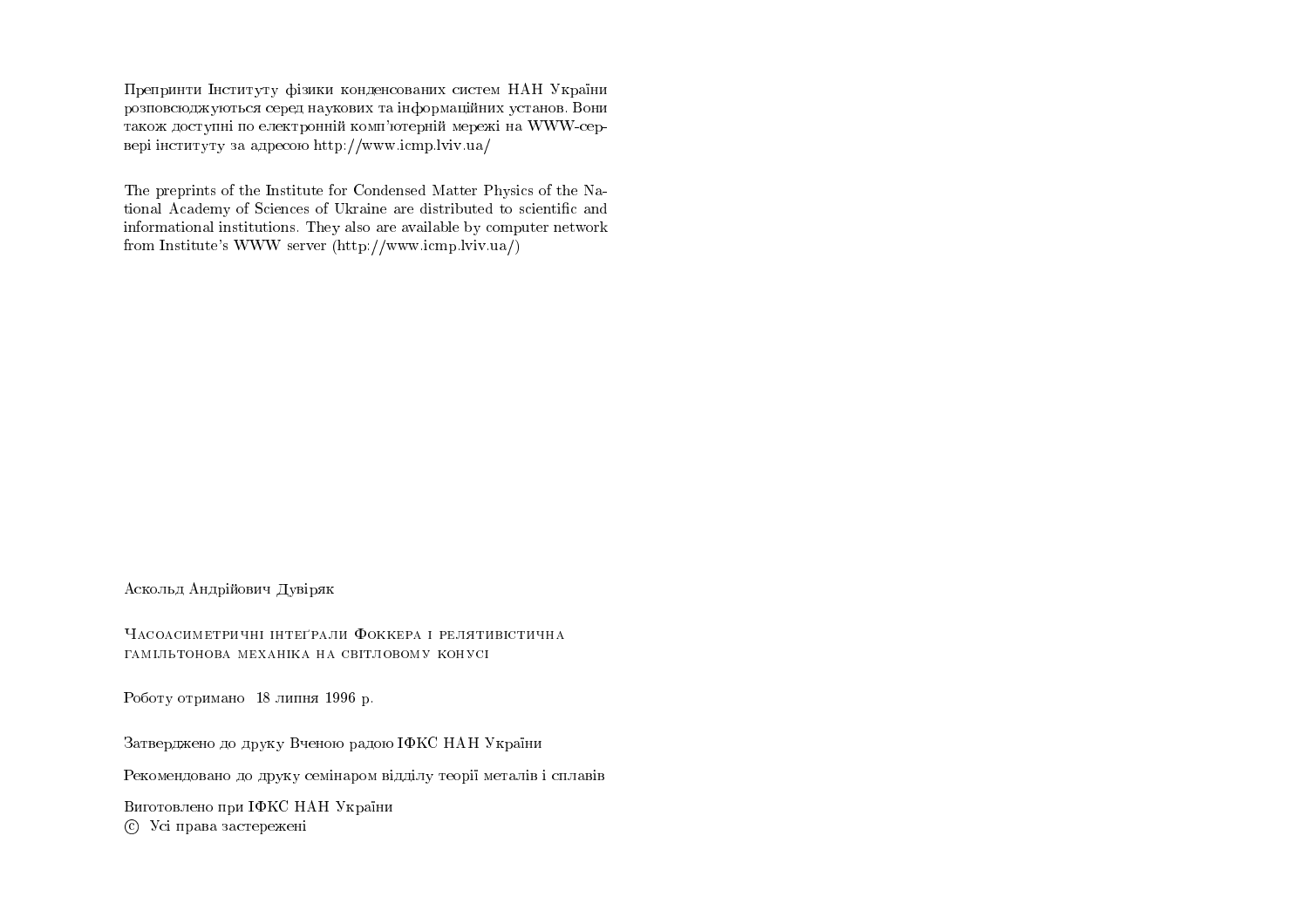Препринти Інституту фізики конденсованих систем НАН України розповсюджуються серед наукових та інформаційних установ. Вони також доступні по електронній комп'ютерній мережі на WWW-сервері інституту за адресою http://www.icmp.lviv.ua/

The preprints of the Institute for Condensed Matter Physics of the National Academy of Sciences of Ukraine are distributed to scientific and informational institutions. They also are available by computer network from Institute's WWW server (http://www.icmp.lviv.ua/)

Аскольд Андрійович Дувіряк

Часоасиметричні інтеґрали Фоккера і релятивістична гамільтонова механіка на світловому конусі

Роботу отримано 18 липня 1996 р.

Затверджено до друку Вченою радою ІФКС НАН України

Рекомендовано до друку семінаром відділу теорії металів і сплавів

Виготовлено при ІФКС НАН України

© Усі права застережені